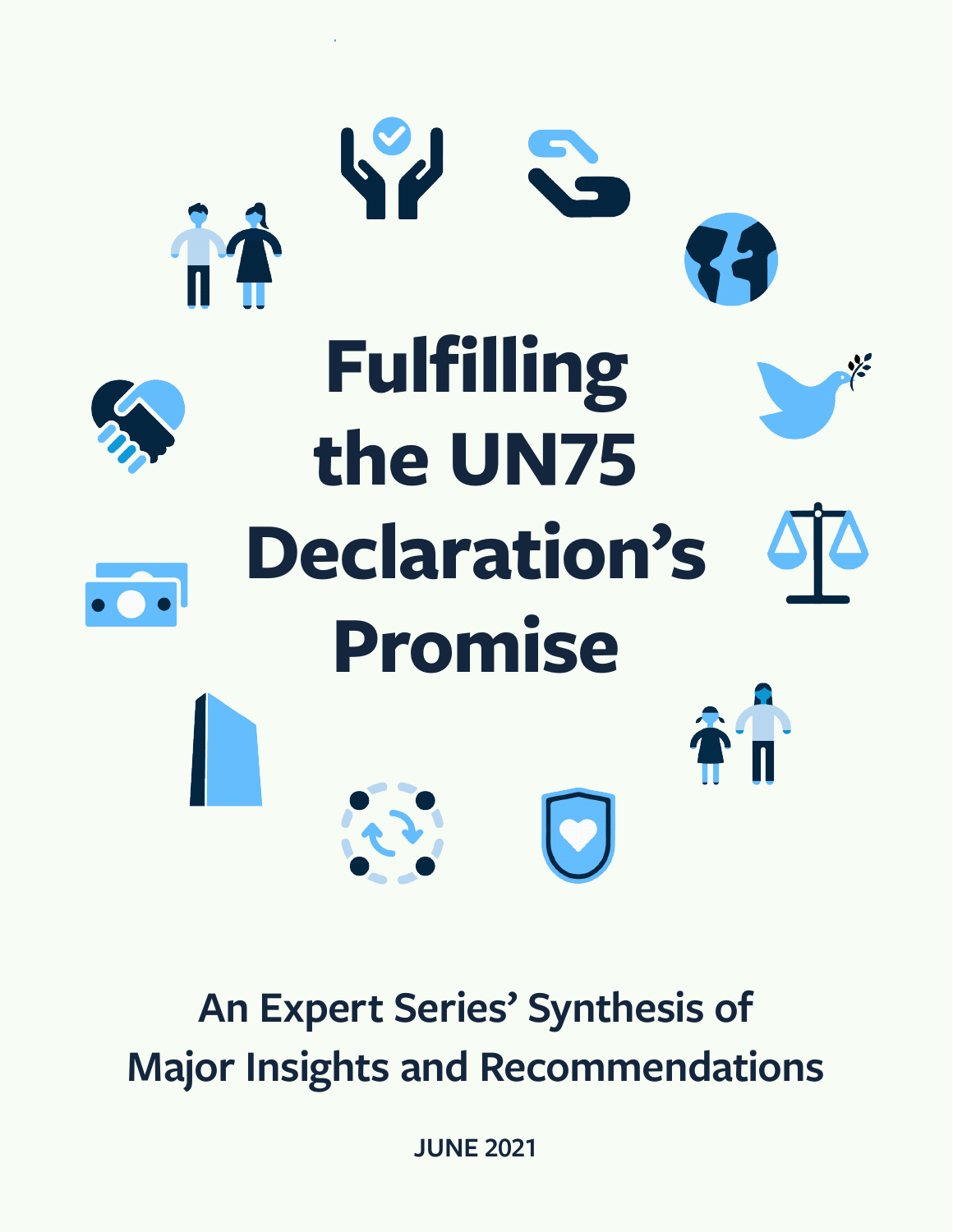# Fulfilling the UN75 Declaration's Promise

## An Expert Series' Synthesis of Major Insights and Recommendations

**JUNE 2021**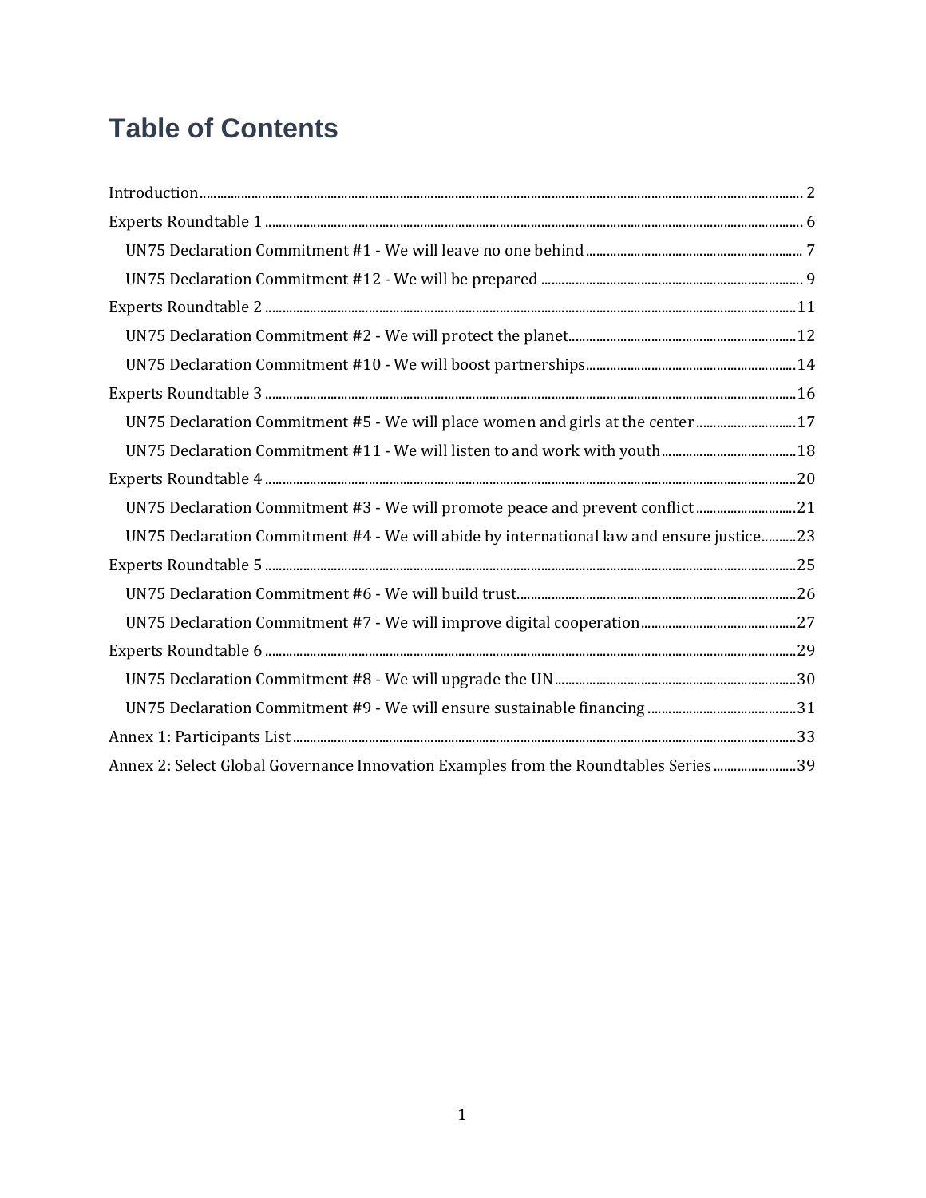# Table of Contents

- Introduction ... 2
- Experts Roundtable 1 ... 6
  - UN75 Declaration Commitment #1 - We will leave no one behind ... 7
  - UN75 Declaration Commitment #12 - We will be prepared ... 9
- Experts Roundtable 2 ... 11
  - UN75 Declaration Commitment #2 - We will protect the planet ... 12
  - UN75 Declaration Commitment #10 - We will boost partnerships ... 14
- Experts Roundtable 3 ... 16
  - UN75 Declaration Commitment #5 - We will place women and girls at the center ... 17
  - UN75 Declaration Commitment #11 - We will listen to and work with youth ... 18
- Experts Roundtable 4 ... 20
  - UN75 Declaration Commitment #3 - We will promote peace and prevent conflict ... 21
  - UN75 Declaration Commitment #4 - We will abide by international law and ensure justice ... 23
- Experts Roundtable 5 ... 25
  - UN75 Declaration Commitment #6 - We will build trust ... 26
  - UN75 Declaration Commitment #7 - We will improve digital cooperation ... 27
- Experts Roundtable 6 ... 29
  - UN75 Declaration Commitment #8 - We will upgrade the UN ... 30
  - UN75 Declaration Commitment #9 - We will ensure sustainable financing ... 31
- Annex 1: Participants List ... 33
- Annex 2: Select Global Governance Innovation Examples from the Roundtables Series ... 39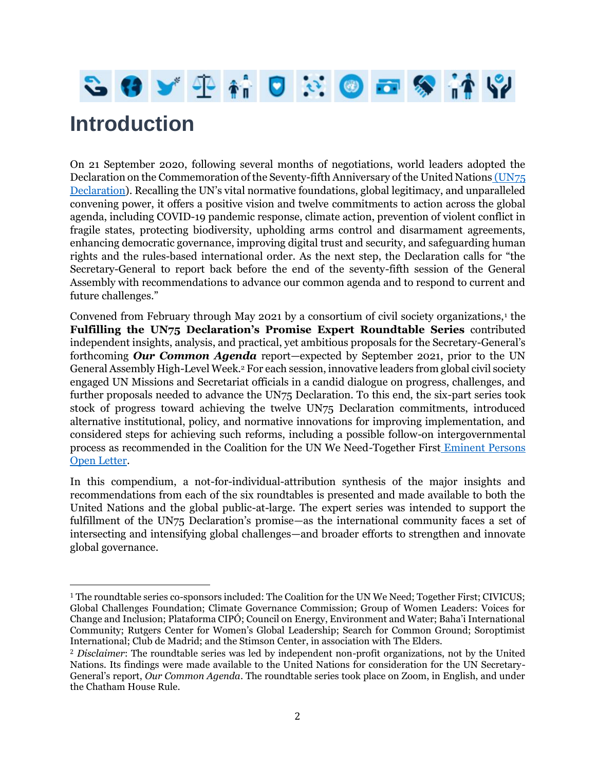# Introduction

On 21 September 2020, following several months of negotiations, world leaders adopted the Declaration on the Commemoration of the Seventy-fifth Anniversary of the United Nations (UN75 Declaration). Recalling the UN's vital normative foundations, global legitimacy, and unparalleled convening power, it offers a positive vision and twelve commitments to action across the global agenda, including COVID-19 pandemic response, climate action, prevention of violent conflict in fragile states, protecting biodiversity, upholding arms control and disarmament agreements, enhancing democratic governance, improving digital trust and security, and safeguarding human rights and the rules-based international order. As the next step, the Declaration calls for "the Secretary-General to report back before the end of the seventy-fifth session of the General Assembly with recommendations to advance our common agenda and to respond to current and future challenges."

Convened from February through May 2021 by a consortium of civil society organizations,[1] the **Fulfilling the UN75 Declaration's Promise Expert Roundtable Series** contributed independent insights, analysis, and practical, yet ambitious proposals for the Secretary-General's forthcoming ***Our Common Agenda*** report—expected by September 2021, prior to the UN General Assembly High-Level Week.[2] For each session, innovative leaders from global civil society engaged UN Missions and Secretariat officials in a candid dialogue on progress, challenges, and further proposals needed to advance the UN75 Declaration. To this end, the six-part series took stock of progress toward achieving the twelve UN75 Declaration commitments, introduced alternative institutional, policy, and normative innovations for improving implementation, and considered steps for achieving such reforms, including a possible follow-on intergovernmental process as recommended in the Coalition for the UN We Need-Together First Eminent Persons Open Letter.

In this compendium, a not-for-individual-attribution synthesis of the major insights and recommendations from each of the six roundtables is presented and made available to both the United Nations and the global public-at-large. The expert series was intended to support the fulfillment of the UN75 Declaration's promise—as the international community faces a set of intersecting and intensifying global challenges—and broader efforts to strengthen and innovate global governance.

---

[1] The roundtable series co-sponsors included: The Coalition for the UN We Need; Together First; CIVICUS; Global Challenges Foundation; Climate Governance Commission; Group of Women Leaders: Voices for Change and Inclusion; Plataforma CIPÓ; Council on Energy, Environment and Water; Baha'i International Community; Rutgers Center for Women's Global Leadership; Search for Common Ground; Soroptimist International; Club de Madrid; and the Stimson Center, in association with The Elders.

[2] *Disclaimer*: The roundtable series was led by independent non-profit organizations, not by the United Nations. Its findings were made available to the United Nations for consideration for the UN Secretary-General's report, *Our Common Agenda*. The roundtable series took place on Zoom, in English, and under the Chatham House Rule.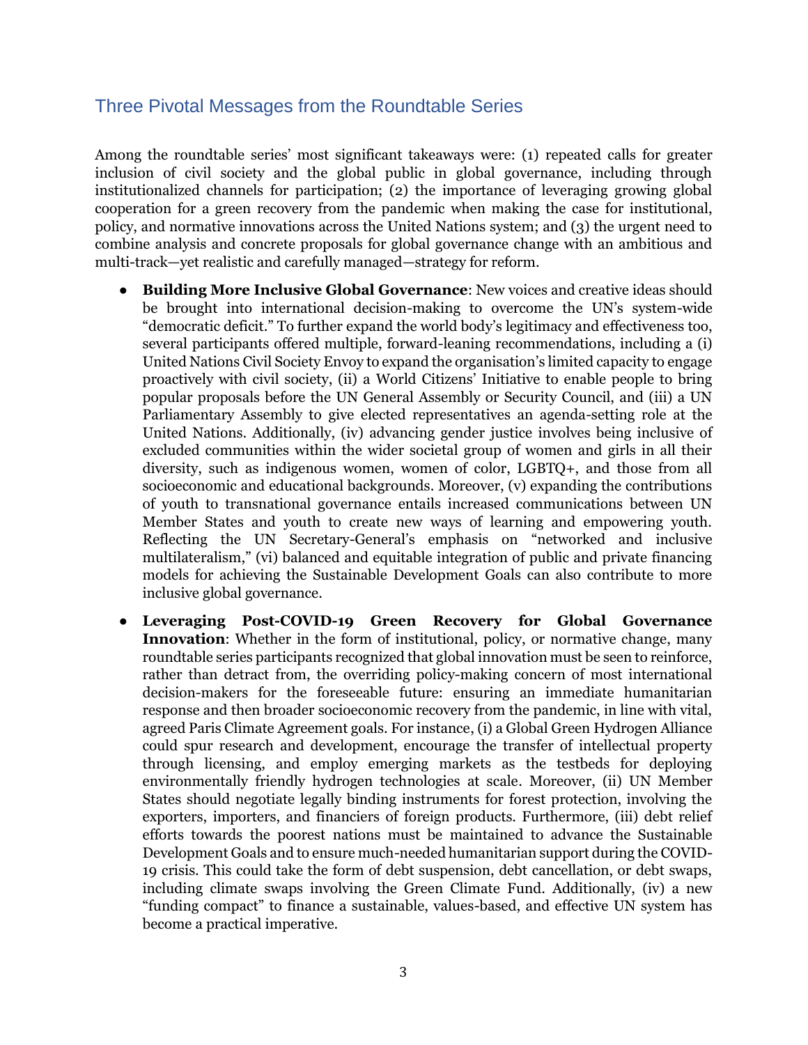## Three Pivotal Messages from the Roundtable Series

Among the roundtable series' most significant takeaways were: (1) repeated calls for greater inclusion of civil society and the global public in global governance, including through institutionalized channels for participation; (2) the importance of leveraging growing global cooperation for a green recovery from the pandemic when making the case for institutional, policy, and normative innovations across the United Nations system; and (3) the urgent need to combine analysis and concrete proposals for global governance change with an ambitious and multi-track—yet realistic and carefully managed—strategy for reform.

- **Building More Inclusive Global Governance**: New voices and creative ideas should be brought into international decision-making to overcome the UN's system-wide "democratic deficit." To further expand the world body's legitimacy and effectiveness too, several participants offered multiple, forward-leaning recommendations, including a (i) United Nations Civil Society Envoy to expand the organisation's limited capacity to engage proactively with civil society, (ii) a World Citizens' Initiative to enable people to bring popular proposals before the UN General Assembly or Security Council, and (iii) a UN Parliamentary Assembly to give elected representatives an agenda-setting role at the United Nations. Additionally, (iv) advancing gender justice involves being inclusive of excluded communities within the wider societal group of women and girls in all their diversity, such as indigenous women, women of color, LGBTQ+, and those from all socioeconomic and educational backgrounds. Moreover, (v) expanding the contributions of youth to transnational governance entails increased communications between UN Member States and youth to create new ways of learning and empowering youth. Reflecting the UN Secretary-General's emphasis on "networked and inclusive multilateralism," (vi) balanced and equitable integration of public and private financing models for achieving the Sustainable Development Goals can also contribute to more inclusive global governance.
- **Leveraging Post-COVID-19 Green Recovery for Global Governance Innovation**: Whether in the form of institutional, policy, or normative change, many roundtable series participants recognized that global innovation must be seen to reinforce, rather than detract from, the overriding policy-making concern of most international decision-makers for the foreseeable future: ensuring an immediate humanitarian response and then broader socioeconomic recovery from the pandemic, in line with vital, agreed Paris Climate Agreement goals. For instance, (i) a Global Green Hydrogen Alliance could spur research and development, encourage the transfer of intellectual property through licensing, and employ emerging markets as the testbeds for deploying environmentally friendly hydrogen technologies at scale. Moreover, (ii) UN Member States should negotiate legally binding instruments for forest protection, involving the exporters, importers, and financiers of foreign products. Furthermore, (iii) debt relief efforts towards the poorest nations must be maintained to advance the Sustainable Development Goals and to ensure much-needed humanitarian support during the COVID-19 crisis. This could take the form of debt suspension, debt cancellation, or debt swaps, including climate swaps involving the Green Climate Fund. Additionally, (iv) a new "funding compact" to finance a sustainable, values-based, and effective UN system has become a practical imperative.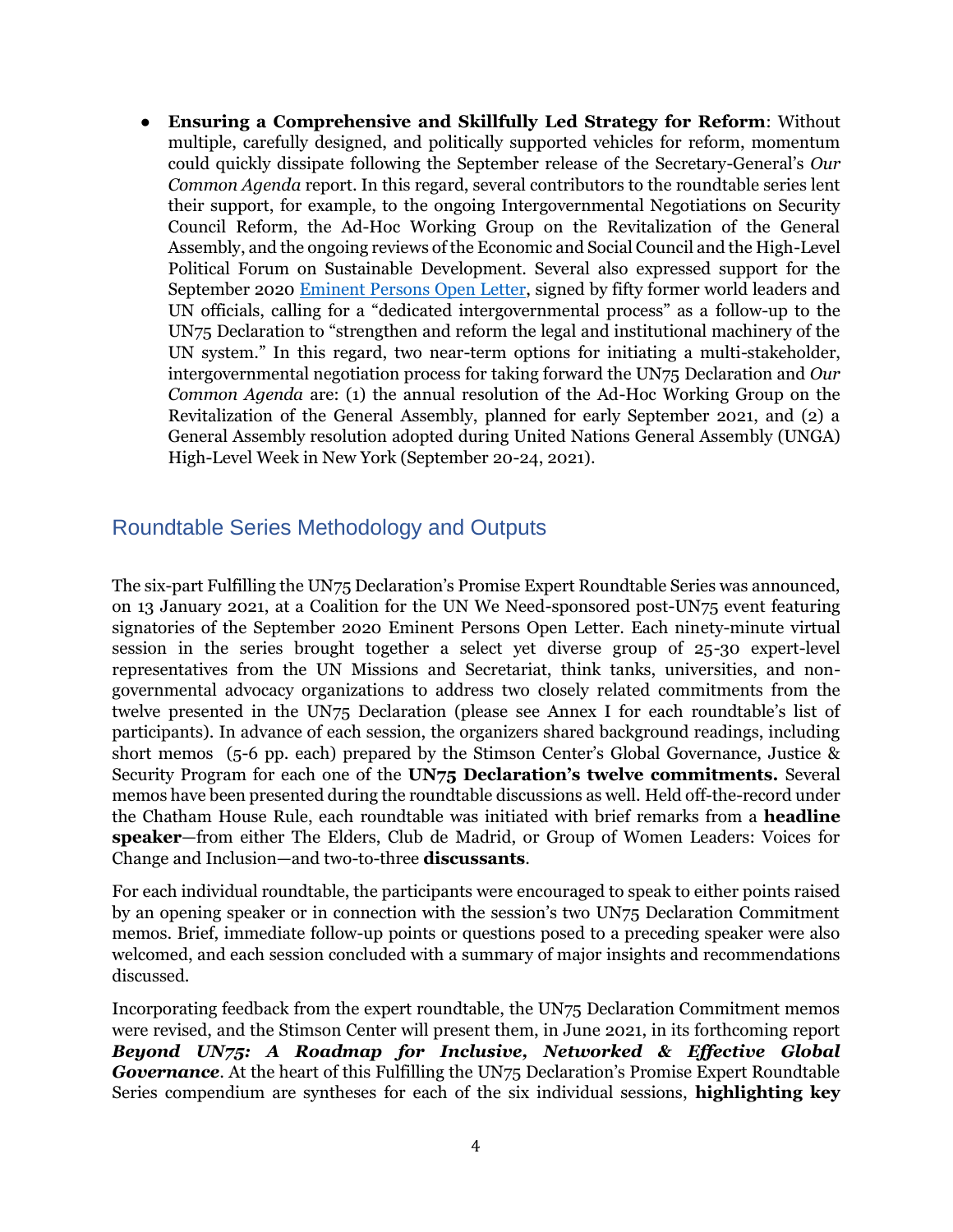- **Ensuring a Comprehensive and Skillfully Led Strategy for Reform**: Without multiple, carefully designed, and politically supported vehicles for reform, momentum could quickly dissipate following the September release of the Secretary-General's *Our Common Agenda* report. In this regard, several contributors to the roundtable series lent their support, for example, to the ongoing Intergovernmental Negotiations on Security Council Reform, the Ad-Hoc Working Group on the Revitalization of the General Assembly, and the ongoing reviews of the Economic and Social Council and the High-Level Political Forum on Sustainable Development. Several also expressed support for the September 2020 Eminent Persons Open Letter, signed by fifty former world leaders and UN officials, calling for a "dedicated intergovernmental process" as a follow-up to the UN75 Declaration to "strengthen and reform the legal and institutional machinery of the UN system." In this regard, two near-term options for initiating a multi-stakeholder, intergovernmental negotiation process for taking forward the UN75 Declaration and *Our Common Agenda* are: (1) the annual resolution of the Ad-Hoc Working Group on the Revitalization of the General Assembly, planned for early September 2021, and (2) a General Assembly resolution adopted during United Nations General Assembly (UNGA) High-Level Week in New York (September 20-24, 2021).

## Roundtable Series Methodology and Outputs

The six-part Fulfilling the UN75 Declaration's Promise Expert Roundtable Series was announced, on 13 January 2021, at a Coalition for the UN We Need-sponsored post-UN75 event featuring signatories of the September 2020 Eminent Persons Open Letter. Each ninety-minute virtual session in the series brought together a select yet diverse group of 25-30 expert-level representatives from the UN Missions and Secretariat, think tanks, universities, and non-governmental advocacy organizations to address two closely related commitments from the twelve presented in the UN75 Declaration (please see Annex I for each roundtable's list of participants). In advance of each session, the organizers shared background readings, including short memos (5-6 pp. each) prepared by the Stimson Center's Global Governance, Justice & Security Program for each one of the **UN75 Declaration's twelve commitments.** Several memos have been presented during the roundtable discussions as well. Held off-the-record under the Chatham House Rule, each roundtable was initiated with brief remarks from a **headline speaker**—from either The Elders, Club de Madrid, or Group of Women Leaders: Voices for Change and Inclusion—and two-to-three **discussants**.

For each individual roundtable, the participants were encouraged to speak to either points raised by an opening speaker or in connection with the session's two UN75 Declaration Commitment memos. Brief, immediate follow-up points or questions posed to a preceding speaker were also welcomed, and each session concluded with a summary of major insights and recommendations discussed.

Incorporating feedback from the expert roundtable, the UN75 Declaration Commitment memos were revised, and the Stimson Center will present them, in June 2021, in its forthcoming report ***Beyond UN75: A Roadmap for Inclusive, Networked & Effective Global Governance***. At the heart of this Fulfilling the UN75 Declaration's Promise Expert Roundtable Series compendium are syntheses for each of the six individual sessions, **highlighting key**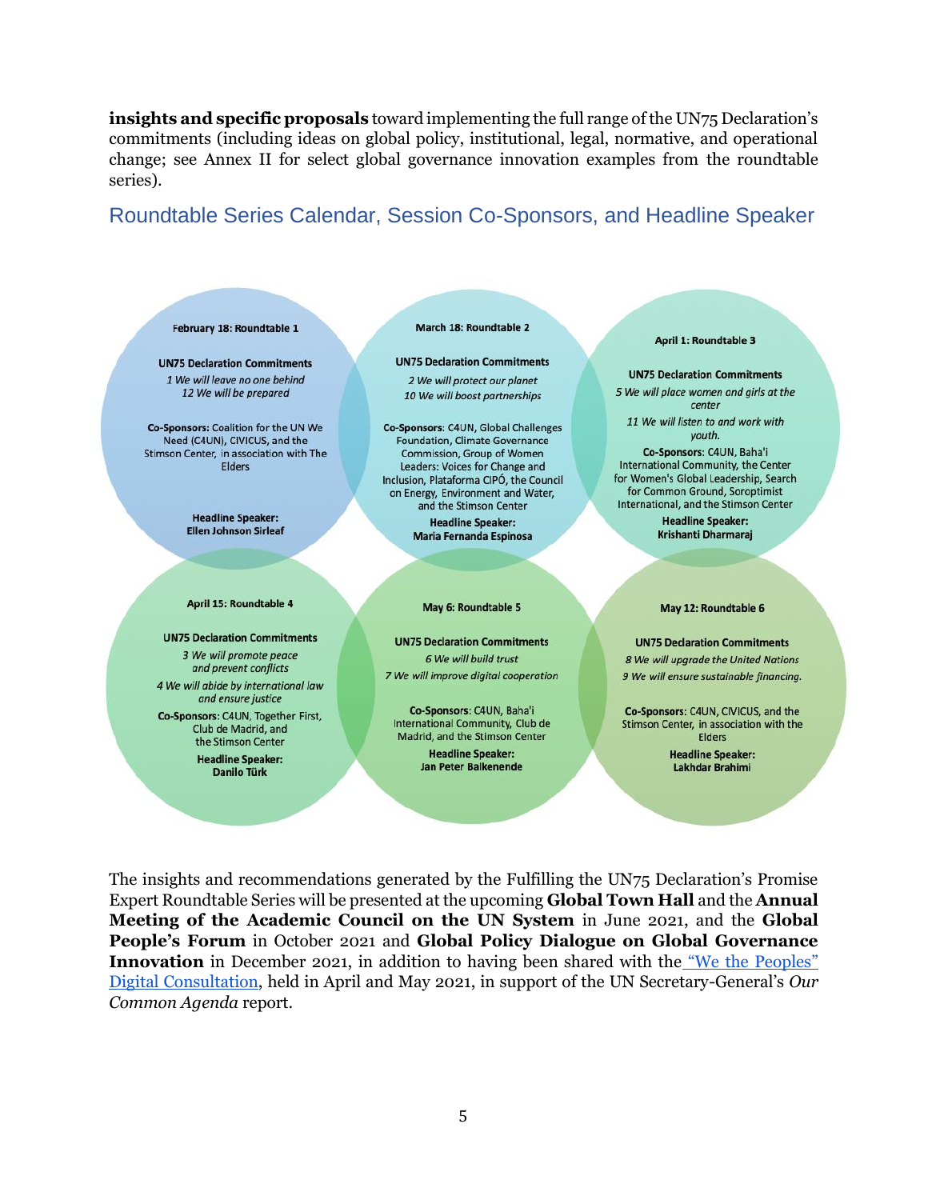**insights and specific proposals** toward implementing the full range of the UN75 Declaration's commitments (including ideas on global policy, institutional, legal, normative, and operational change; see Annex II for select global governance innovation examples from the roundtable series).

## Roundtable Series Calendar, Session Co-Sponsors, and Headline Speaker

**February 18: Roundtable 1**

**UN75 Declaration Commitments**

*1 We will leave no one behind*
*12 We will be prepared*

**Co-Sponsors:** Coalition for the UN We Need (C4UN), CIVICUS, and the Stimson Center, in association with The Elders

**Headline Speaker:** Ellen Johnson Sirleaf

**March 18: Roundtable 2**

**UN75 Declaration Commitments**

*2 We will protect our planet*
*10 We will boost partnerships*

**Co-Sponsors**: C4UN, Global Challenges Foundation, Climate Governance Commission, Group of Women Leaders: Voices for Change and Inclusion, Plataforma CIPÓ, the Council on Energy, Environment and Water, and the Stimson Center

**Headline Speaker:** Maria Fernanda Espinosa

**April 1: Roundtable 3**

**UN75 Declaration Commitments**

*5 We will place women and girls at the center*
*11 We will listen to and work with youth.*

**Co-Sponsors**: C4UN, Baha'i International Community, the Center for Women's Global Leadership, Search for Common Ground, Soroptimist International, and the Stimson Center

**Headline Speaker:** Krishanti Dharmaraj

**April 15: Roundtable 4**

**UN75 Declaration Commitments**

*3 We will promote peace and prevent conflicts*
*4 We will abide by international law and ensure justice*

**Co-Sponsors**: C4UN, Together First, Club de Madrid, and the Stimson Center

**Headline Speaker:** Danilo Türk

**May 6: Roundtable 5**

**UN75 Declaration Commitments**

*6 We will build trust*
*7 We will improve digital cooperation*

**Co-Sponsors**: C4UN, Baha'i International Community, Club de Madrid, and the Stimson Center

**Headline Speaker:** Jan Peter Balkenende

**May 12: Roundtable 6**

**UN75 Declaration Commitments**

*8 We will upgrade the United Nations*
*9 We will ensure sustainable financing.*

**Co-Sponsors**: C4UN, CIVICUS, and the Stimson Center, in association with the Elders

**Headline Speaker:** Lakhdar Brahimi

The insights and recommendations generated by the Fulfilling the UN75 Declaration's Promise Expert Roundtable Series will be presented at the upcoming **Global Town Hall** and the **Annual Meeting of the Academic Council on the UN System** in June 2021, and the **Global People's Forum** in October 2021 and **Global Policy Dialogue on Global Governance Innovation** in December 2021, in addition to having been shared with the "We the Peoples" Digital Consultation, held in April and May 2021, in support of the UN Secretary-General's *Our Common Agenda* report.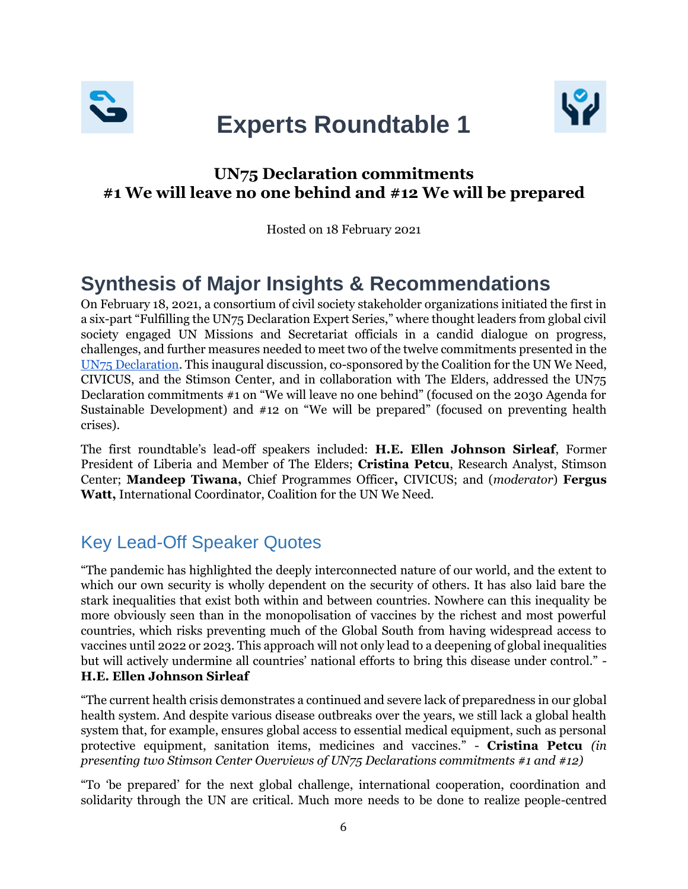# Experts Roundtable 1

### UN75 Declaration commitments
### #1 We will leave no one behind and #12 We will be prepared

Hosted on 18 February 2021

## Synthesis of Major Insights & Recommendations

On February 18, 2021, a consortium of civil society stakeholder organizations initiated the first in a six-part "Fulfilling the UN75 Declaration Expert Series," where thought leaders from global civil society engaged UN Missions and Secretariat officials in a candid dialogue on progress, challenges, and further measures needed to meet two of the twelve commitments presented in the UN75 Declaration. This inaugural discussion, co-sponsored by the Coalition for the UN We Need, CIVICUS, and the Stimson Center, and in collaboration with The Elders, addressed the UN75 Declaration commitments #1 on "We will leave no one behind" (focused on the 2030 Agenda for Sustainable Development) and #12 on "We will be prepared" (focused on preventing health crises).

The first roundtable's lead-off speakers included: **H.E. Ellen Johnson Sirleaf**, Former President of Liberia and Member of The Elders; **Cristina Petcu**, Research Analyst, Stimson Center; **Mandeep Tiwana,** Chief Programmes Officer**,** CIVICUS; and (*moderator*) **Fergus Watt,** International Coordinator, Coalition for the UN We Need.

### Key Lead-Off Speaker Quotes

"The pandemic has highlighted the deeply interconnected nature of our world, and the extent to which our own security is wholly dependent on the security of others. It has also laid bare the stark inequalities that exist both within and between countries. Nowhere can this inequality be more obviously seen than in the monopolisation of vaccines by the richest and most powerful countries, which risks preventing much of the Global South from having widespread access to vaccines until 2022 or 2023. This approach will not only lead to a deepening of global inequalities but will actively undermine all countries' national efforts to bring this disease under control." - **H.E. Ellen Johnson Sirleaf**

"The current health crisis demonstrates a continued and severe lack of preparedness in our global health system. And despite various disease outbreaks over the years, we still lack a global health system that, for example, ensures global access to essential medical equipment, such as personal protective equipment, sanitation items, medicines and vaccines." - **Cristina Petcu** *(in presenting two Stimson Center Overviews of UN75 Declarations commitments #1 and #12)*

"To 'be prepared' for the next global challenge, international cooperation, coordination and solidarity through the UN are critical. Much more needs to be done to realize people-centred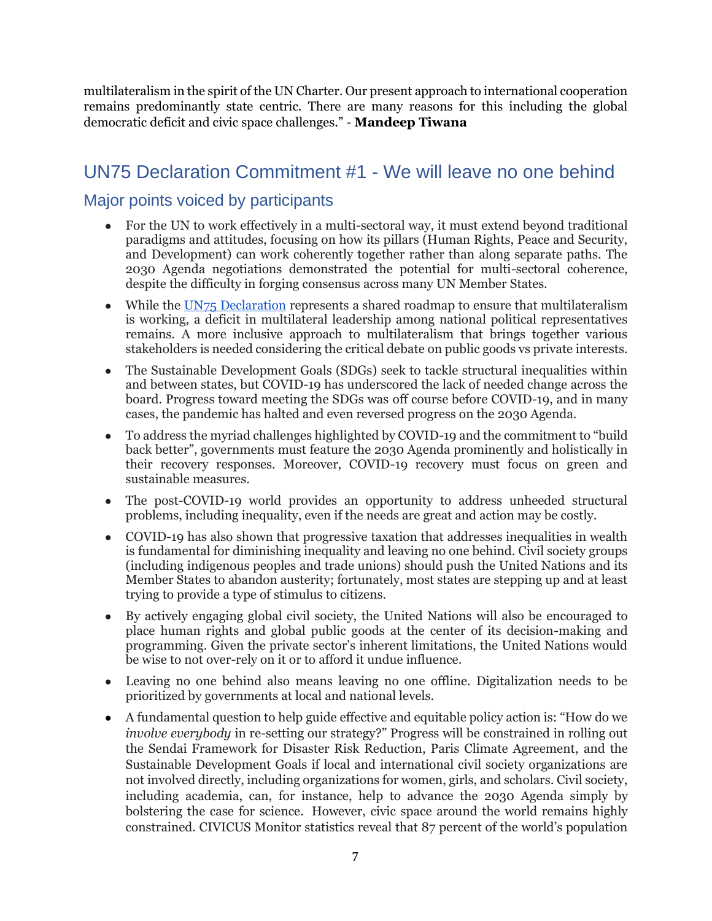multilateralism in the spirit of the UN Charter. Our present approach to international cooperation remains predominantly state centric. There are many reasons for this including the global democratic deficit and civic space challenges." - **Mandeep Tiwana**

## UN75 Declaration Commitment #1 - We will leave no one behind

### Major points voiced by participants

- For the UN to work effectively in a multi-sectoral way, it must extend beyond traditional paradigms and attitudes, focusing on how its pillars (Human Rights, Peace and Security, and Development) can work coherently together rather than along separate paths. The 2030 Agenda negotiations demonstrated the potential for multi-sectoral coherence, despite the difficulty in forging consensus across many UN Member States.
- While the [UN75 Declaration](#) represents a shared roadmap to ensure that multilateralism is working, a deficit in multilateral leadership among national political representatives remains. A more inclusive approach to multilateralism that brings together various stakeholders is needed considering the critical debate on public goods vs private interests.
- The Sustainable Development Goals (SDGs) seek to tackle structural inequalities within and between states, but COVID-19 has underscored the lack of needed change across the board. Progress toward meeting the SDGs was off course before COVID-19, and in many cases, the pandemic has halted and even reversed progress on the 2030 Agenda.
- To address the myriad challenges highlighted by COVID-19 and the commitment to "build back better", governments must feature the 2030 Agenda prominently and holistically in their recovery responses. Moreover, COVID-19 recovery must focus on green and sustainable measures.
- The post-COVID-19 world provides an opportunity to address unheeded structural problems, including inequality, even if the needs are great and action may be costly.
- COVID-19 has also shown that progressive taxation that addresses inequalities in wealth is fundamental for diminishing inequality and leaving no one behind. Civil society groups (including indigenous peoples and trade unions) should push the United Nations and its Member States to abandon austerity; fortunately, most states are stepping up and at least trying to provide a type of stimulus to citizens.
- By actively engaging global civil society, the United Nations will also be encouraged to place human rights and global public goods at the center of its decision-making and programming. Given the private sector's inherent limitations, the United Nations would be wise to not over-rely on it or to afford it undue influence.
- Leaving no one behind also means leaving no one offline. Digitalization needs to be prioritized by governments at local and national levels.
- A fundamental question to help guide effective and equitable policy action is: "How do we *involve everybody* in re-setting our strategy?" Progress will be constrained in rolling out the Sendai Framework for Disaster Risk Reduction, Paris Climate Agreement, and the Sustainable Development Goals if local and international civil society organizations are not involved directly, including organizations for women, girls, and scholars. Civil society, including academia, can, for instance, help to advance the 2030 Agenda simply by bolstering the case for science. However, civic space around the world remains highly constrained. CIVICUS Monitor statistics reveal that 87 percent of the world's population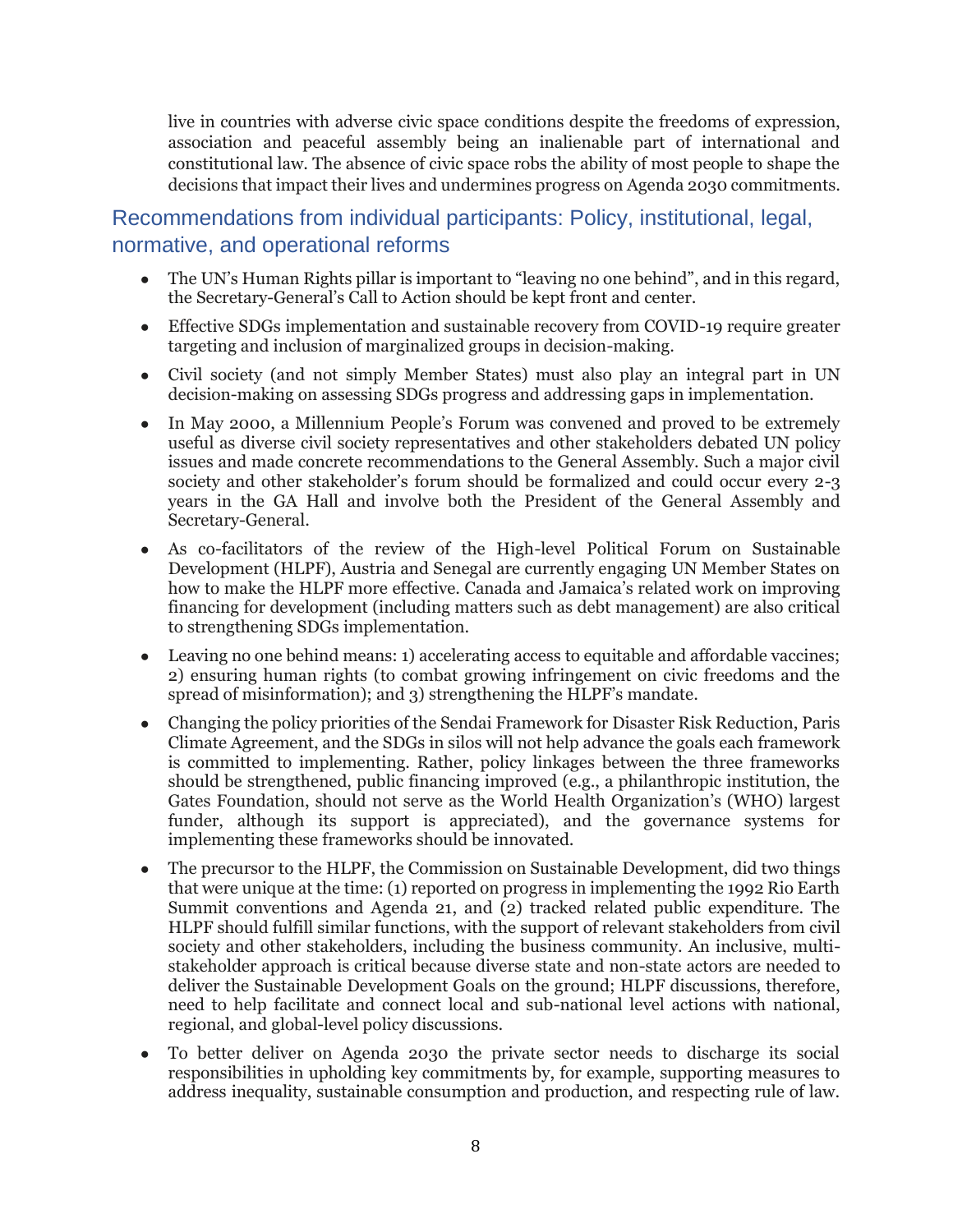live in countries with adverse civic space conditions despite the freedoms of expression, association and peaceful assembly being an inalienable part of international and constitutional law. The absence of civic space robs the ability of most people to shape the decisions that impact their lives and undermines progress on Agenda 2030 commitments.

## Recommendations from individual participants: Policy, institutional, legal, normative, and operational reforms

- The UN's Human Rights pillar is important to "leaving no one behind", and in this regard, the Secretary-General's Call to Action should be kept front and center.
- Effective SDGs implementation and sustainable recovery from COVID-19 require greater targeting and inclusion of marginalized groups in decision-making.
- Civil society (and not simply Member States) must also play an integral part in UN decision-making on assessing SDGs progress and addressing gaps in implementation.
- In May 2000, a Millennium People's Forum was convened and proved to be extremely useful as diverse civil society representatives and other stakeholders debated UN policy issues and made concrete recommendations to the General Assembly. Such a major civil society and other stakeholder's forum should be formalized and could occur every 2-3 years in the GA Hall and involve both the President of the General Assembly and Secretary-General.
- As co-facilitators of the review of the High-level Political Forum on Sustainable Development (HLPF), Austria and Senegal are currently engaging UN Member States on how to make the HLPF more effective. Canada and Jamaica's related work on improving financing for development (including matters such as debt management) are also critical to strengthening SDGs implementation.
- Leaving no one behind means: 1) accelerating access to equitable and affordable vaccines; 2) ensuring human rights (to combat growing infringement on civic freedoms and the spread of misinformation); and 3) strengthening the HLPF's mandate.
- Changing the policy priorities of the Sendai Framework for Disaster Risk Reduction, Paris Climate Agreement, and the SDGs in silos will not help advance the goals each framework is committed to implementing. Rather, policy linkages between the three frameworks should be strengthened, public financing improved (e.g., a philanthropic institution, the Gates Foundation, should not serve as the World Health Organization's (WHO) largest funder, although its support is appreciated), and the governance systems for implementing these frameworks should be innovated.
- The precursor to the HLPF, the Commission on Sustainable Development, did two things that were unique at the time: (1) reported on progress in implementing the 1992 Rio Earth Summit conventions and Agenda 21, and (2) tracked related public expenditure. The HLPF should fulfill similar functions, with the support of relevant stakeholders from civil society and other stakeholders, including the business community. An inclusive, multi-stakeholder approach is critical because diverse state and non-state actors are needed to deliver the Sustainable Development Goals on the ground; HLPF discussions, therefore, need to help facilitate and connect local and sub-national level actions with national, regional, and global-level policy discussions.
- To better deliver on Agenda 2030 the private sector needs to discharge its social responsibilities in upholding key commitments by, for example, supporting measures to address inequality, sustainable consumption and production, and respecting rule of law.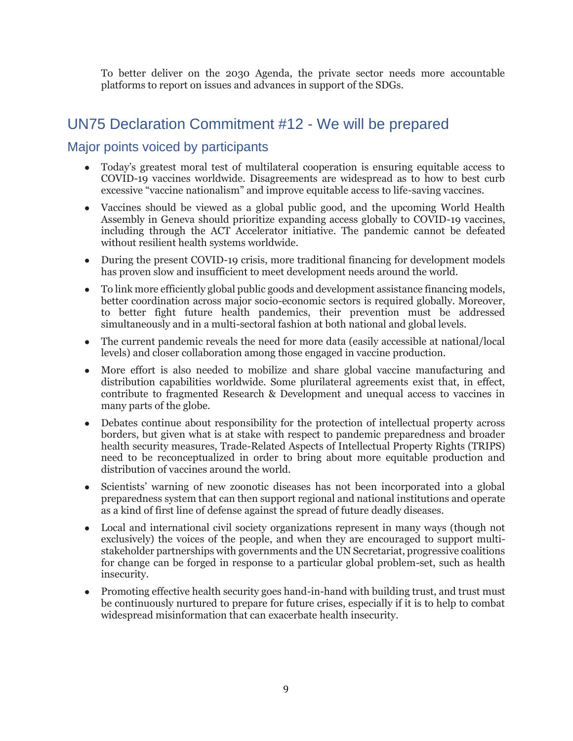To better deliver on the 2030 Agenda, the private sector needs more accountable platforms to report on issues and advances in support of the SDGs.

## UN75 Declaration Commitment #12 - We will be prepared

### Major points voiced by participants

- Today's greatest moral test of multilateral cooperation is ensuring equitable access to COVID-19 vaccines worldwide. Disagreements are widespread as to how to best curb excessive "vaccine nationalism" and improve equitable access to life-saving vaccines.
- Vaccines should be viewed as a global public good, and the upcoming World Health Assembly in Geneva should prioritize expanding access globally to COVID-19 vaccines, including through the ACT Accelerator initiative. The pandemic cannot be defeated without resilient health systems worldwide.
- During the present COVID-19 crisis, more traditional financing for development models has proven slow and insufficient to meet development needs around the world.
- To link more efficiently global public goods and development assistance financing models, better coordination across major socio-economic sectors is required globally. Moreover, to better fight future health pandemics, their prevention must be addressed simultaneously and in a multi-sectoral fashion at both national and global levels.
- The current pandemic reveals the need for more data (easily accessible at national/local levels) and closer collaboration among those engaged in vaccine production.
- More effort is also needed to mobilize and share global vaccine manufacturing and distribution capabilities worldwide. Some plurilateral agreements exist that, in effect, contribute to fragmented Research & Development and unequal access to vaccines in many parts of the globe.
- Debates continue about responsibility for the protection of intellectual property across borders, but given what is at stake with respect to pandemic preparedness and broader health security measures, Trade-Related Aspects of Intellectual Property Rights (TRIPS) need to be reconceptualized in order to bring about more equitable production and distribution of vaccines around the world.
- Scientists' warning of new zoonotic diseases has not been incorporated into a global preparedness system that can then support regional and national institutions and operate as a kind of first line of defense against the spread of future deadly diseases.
- Local and international civil society organizations represent in many ways (though not exclusively) the voices of the people, and when they are encouraged to support multi-stakeholder partnerships with governments and the UN Secretariat, progressive coalitions for change can be forged in response to a particular global problem-set, such as health insecurity.
- Promoting effective health security goes hand-in-hand with building trust, and trust must be continuously nurtured to prepare for future crises, especially if it is to help to combat widespread misinformation that can exacerbate health insecurity.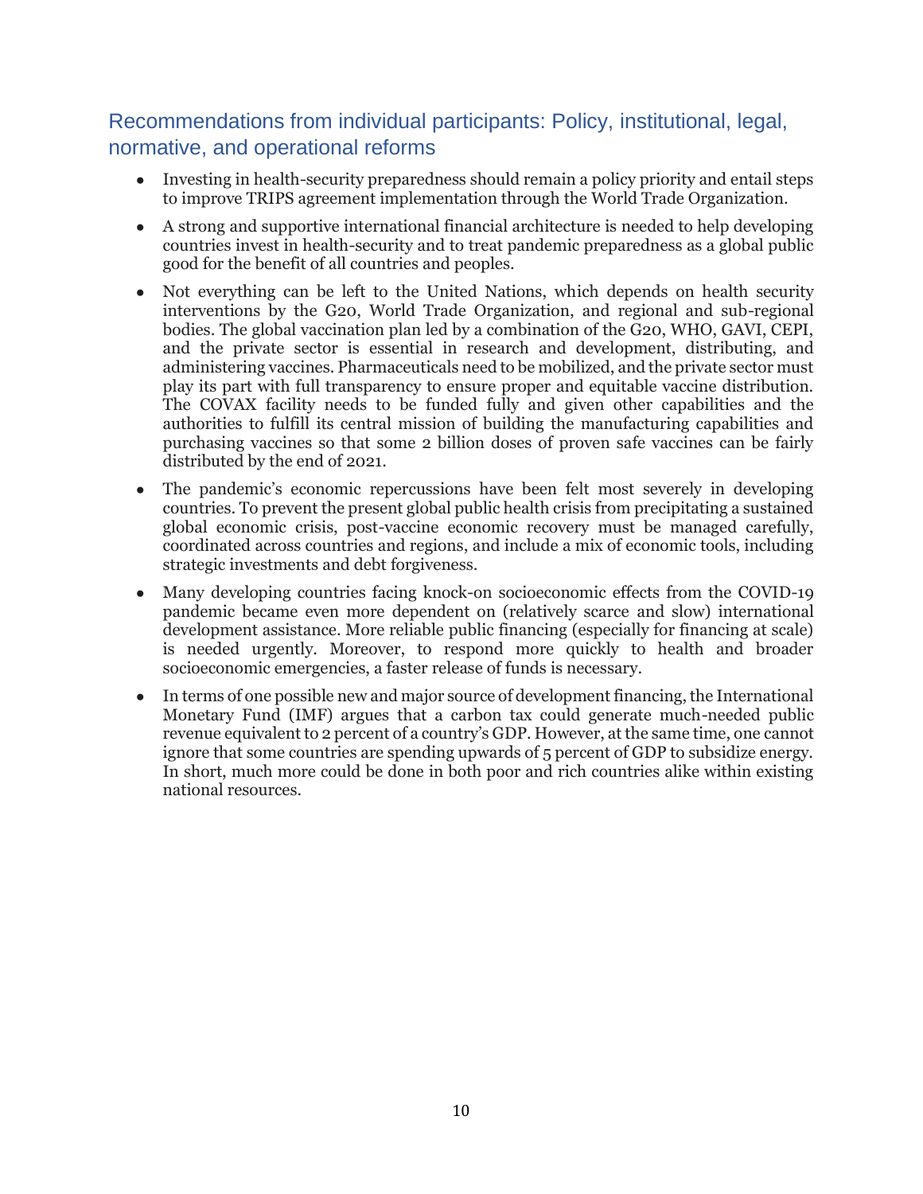## Recommendations from individual participants: Policy, institutional, legal, normative, and operational reforms

- Investing in health-security preparedness should remain a policy priority and entail steps to improve TRIPS agreement implementation through the World Trade Organization.
- A strong and supportive international financial architecture is needed to help developing countries invest in health-security and to treat pandemic preparedness as a global public good for the benefit of all countries and peoples.
- Not everything can be left to the United Nations, which depends on health security interventions by the G20, World Trade Organization, and regional and sub-regional bodies. The global vaccination plan led by a combination of the G20, WHO, GAVI, CEPI, and the private sector is essential in research and development, distributing, and administering vaccines. Pharmaceuticals need to be mobilized, and the private sector must play its part with full transparency to ensure proper and equitable vaccine distribution. The COVAX facility needs to be funded fully and given other capabilities and the authorities to fulfill its central mission of building the manufacturing capabilities and purchasing vaccines so that some 2 billion doses of proven safe vaccines can be fairly distributed by the end of 2021.
- The pandemic's economic repercussions have been felt most severely in developing countries. To prevent the present global public health crisis from precipitating a sustained global economic crisis, post-vaccine economic recovery must be managed carefully, coordinated across countries and regions, and include a mix of economic tools, including strategic investments and debt forgiveness.
- Many developing countries facing knock-on socioeconomic effects from the COVID-19 pandemic became even more dependent on (relatively scarce and slow) international development assistance. More reliable public financing (especially for financing at scale) is needed urgently. Moreover, to respond more quickly to health and broader socioeconomic emergencies, a faster release of funds is necessary.
- In terms of one possible new and major source of development financing, the International Monetary Fund (IMF) argues that a carbon tax could generate much-needed public revenue equivalent to 2 percent of a country's GDP. However, at the same time, one cannot ignore that some countries are spending upwards of 5 percent of GDP to subsidize energy. In short, much more could be done in both poor and rich countries alike within existing national resources.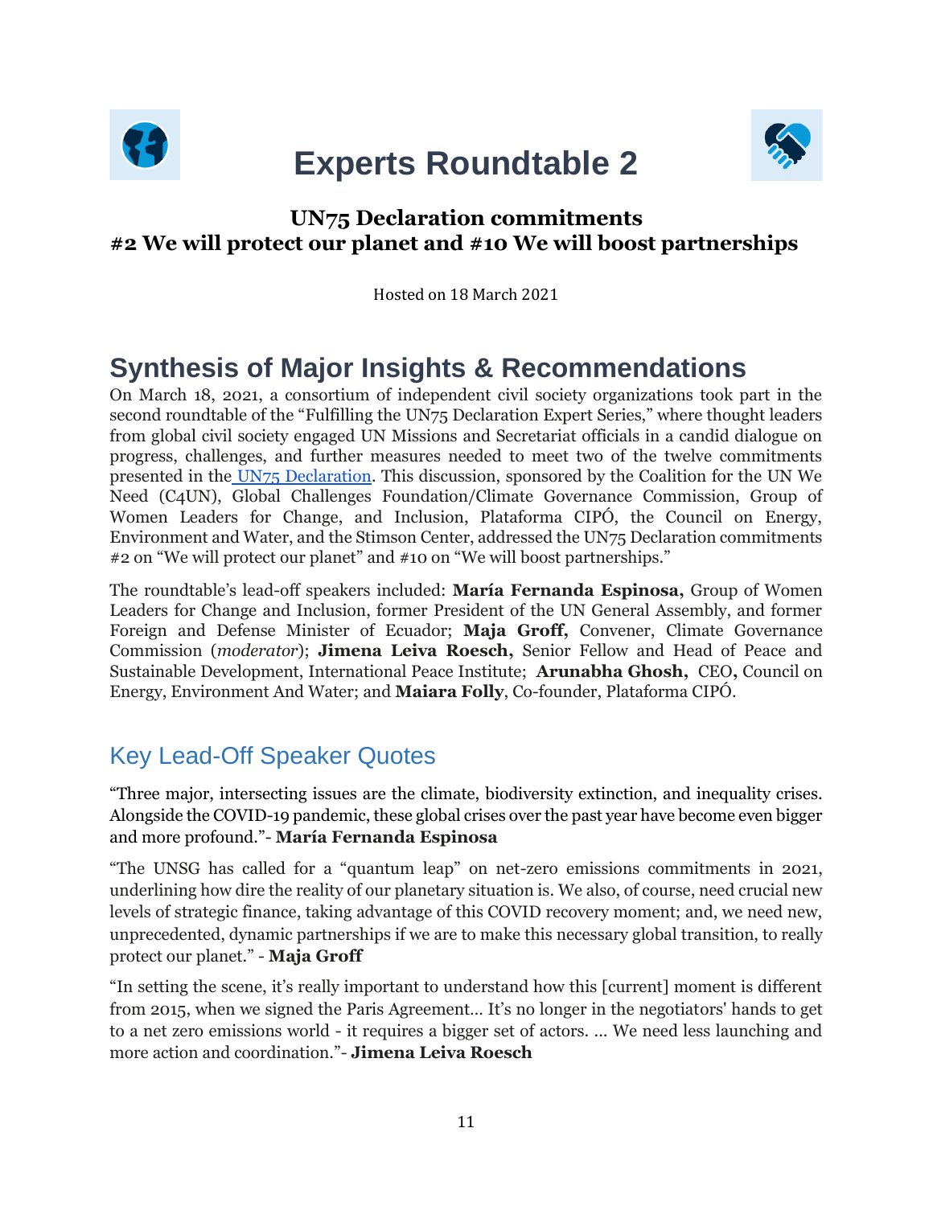# Experts Roundtable 2

**UN75 Declaration commitments**
**#2 We will protect our planet and #10 We will boost partnerships**

Hosted on 18 March 2021

## Synthesis of Major Insights & Recommendations

On March 18, 2021, a consortium of independent civil society organizations took part in the second roundtable of the "Fulfilling the UN75 Declaration Expert Series," where thought leaders from global civil society engaged UN Missions and Secretariat officials in a candid dialogue on progress, challenges, and further measures needed to meet two of the twelve commitments presented in the UN75 Declaration. This discussion, sponsored by the Coalition for the UN We Need (C4UN), Global Challenges Foundation/Climate Governance Commission, Group of Women Leaders for Change, and Inclusion, Plataforma CIPÓ, the Council on Energy, Environment and Water, and the Stimson Center, addressed the UN75 Declaration commitments #2 on "We will protect our planet" and #10 on "We will boost partnerships."

The roundtable's lead-off speakers included: **María Fernanda Espinosa,** Group of Women Leaders for Change and Inclusion, former President of the UN General Assembly, and former Foreign and Defense Minister of Ecuador; **Maja Groff,** Convener, Climate Governance Commission (*moderator*); **Jimena Leiva Roesch,** Senior Fellow and Head of Peace and Sustainable Development, International Peace Institute; **Arunabha Ghosh,** CEO**,** Council on Energy, Environment And Water; and **Maiara Folly**, Co-founder, Plataforma CIPÓ.

### Key Lead-Off Speaker Quotes

"Three major, intersecting issues are the climate, biodiversity extinction, and inequality crises. Alongside the COVID-19 pandemic, these global crises over the past year have become even bigger and more profound."- **María Fernanda Espinosa**

"The UNSG has called for a "quantum leap" on net-zero emissions commitments in 2021, underlining how dire the reality of our planetary situation is. We also, of course, need crucial new levels of strategic finance, taking advantage of this COVID recovery moment; and, we need new, unprecedented, dynamic partnerships if we are to make this necessary global transition, to really protect our planet." - **Maja Groff**

"In setting the scene, it's really important to understand how this [current] moment is different from 2015, when we signed the Paris Agreement… It's no longer in the negotiators' hands to get to a net zero emissions world - it requires a bigger set of actors. … We need less launching and more action and coordination."- **Jimena Leiva Roesch**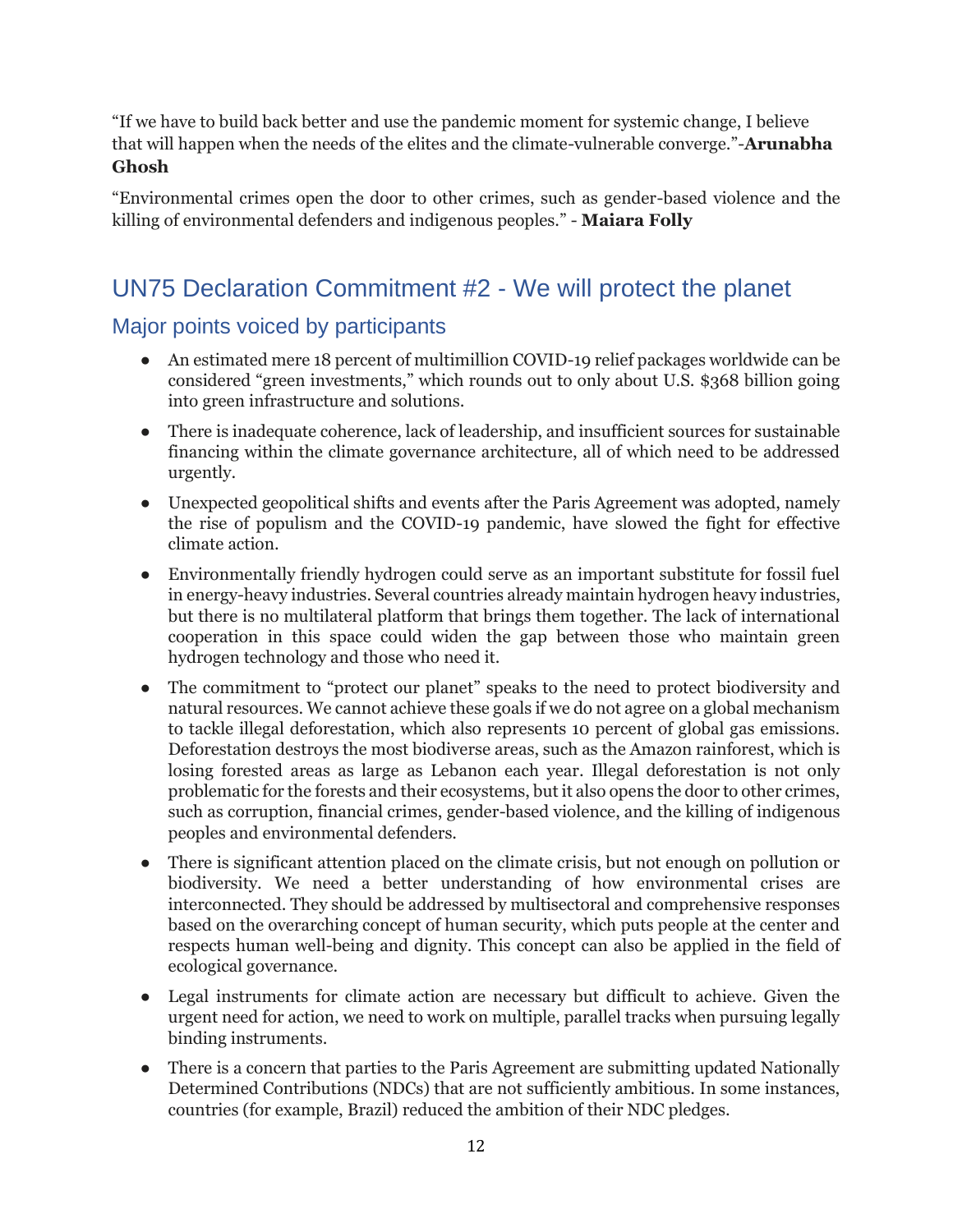"If we have to build back better and use the pandemic moment for systemic change, I believe that will happen when the needs of the elites and the climate-vulnerable converge."-**Arunabha Ghosh**

"Environmental crimes open the door to other crimes, such as gender-based violence and the killing of environmental defenders and indigenous peoples." - **Maiara Folly**

## UN75 Declaration Commitment #2 - We will protect the planet

### Major points voiced by participants

- An estimated mere 18 percent of multimillion COVID-19 relief packages worldwide can be considered "green investments," which rounds out to only about U.S. $368 billion going into green infrastructure and solutions.
- There is inadequate coherence, lack of leadership, and insufficient sources for sustainable financing within the climate governance architecture, all of which need to be addressed urgently.
- Unexpected geopolitical shifts and events after the Paris Agreement was adopted, namely the rise of populism and the COVID-19 pandemic, have slowed the fight for effective climate action.
- Environmentally friendly hydrogen could serve as an important substitute for fossil fuel in energy-heavy industries. Several countries already maintain hydrogen heavy industries, but there is no multilateral platform that brings them together. The lack of international cooperation in this space could widen the gap between those who maintain green hydrogen technology and those who need it.
- The commitment to "protect our planet" speaks to the need to protect biodiversity and natural resources. We cannot achieve these goals if we do not agree on a global mechanism to tackle illegal deforestation, which also represents 10 percent of global gas emissions. Deforestation destroys the most biodiverse areas, such as the Amazon rainforest, which is losing forested areas as large as Lebanon each year. Illegal deforestation is not only problematic for the forests and their ecosystems, but it also opens the door to other crimes, such as corruption, financial crimes, gender-based violence, and the killing of indigenous peoples and environmental defenders.
- There is significant attention placed on the climate crisis, but not enough on pollution or biodiversity. We need a better understanding of how environmental crises are interconnected. They should be addressed by multisectoral and comprehensive responses based on the overarching concept of human security, which puts people at the center and respects human well-being and dignity. This concept can also be applied in the field of ecological governance.
- Legal instruments for climate action are necessary but difficult to achieve. Given the urgent need for action, we need to work on multiple, parallel tracks when pursuing legally binding instruments.
- There is a concern that parties to the Paris Agreement are submitting updated Nationally Determined Contributions (NDCs) that are not sufficiently ambitious. In some instances, countries (for example, Brazil) reduced the ambition of their NDC pledges.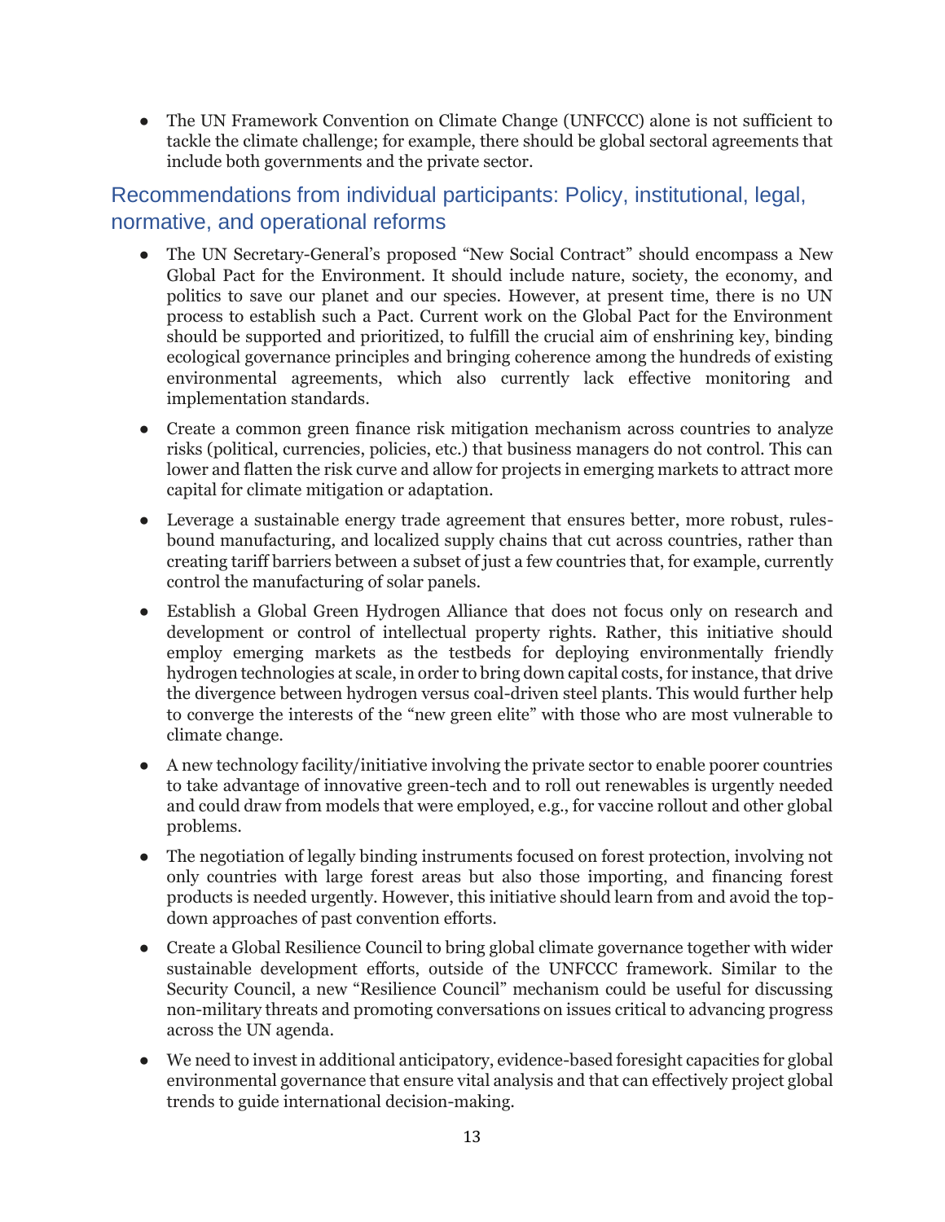- The UN Framework Convention on Climate Change (UNFCCC) alone is not sufficient to tackle the climate challenge; for example, there should be global sectoral agreements that include both governments and the private sector.

## Recommendations from individual participants: Policy, institutional, legal, normative, and operational reforms

- The UN Secretary-General's proposed "New Social Contract" should encompass a New Global Pact for the Environment. It should include nature, society, the economy, and politics to save our planet and our species. However, at present time, there is no UN process to establish such a Pact. Current work on the Global Pact for the Environment should be supported and prioritized, to fulfill the crucial aim of enshrining key, binding ecological governance principles and bringing coherence among the hundreds of existing environmental agreements, which also currently lack effective monitoring and implementation standards.
- Create a common green finance risk mitigation mechanism across countries to analyze risks (political, currencies, policies, etc.) that business managers do not control. This can lower and flatten the risk curve and allow for projects in emerging markets to attract more capital for climate mitigation or adaptation.
- Leverage a sustainable energy trade agreement that ensures better, more robust, rules-bound manufacturing, and localized supply chains that cut across countries, rather than creating tariff barriers between a subset of just a few countries that, for example, currently control the manufacturing of solar panels.
- Establish a Global Green Hydrogen Alliance that does not focus only on research and development or control of intellectual property rights. Rather, this initiative should employ emerging markets as the testbeds for deploying environmentally friendly hydrogen technologies at scale, in order to bring down capital costs, for instance, that drive the divergence between hydrogen versus coal-driven steel plants. This would further help to converge the interests of the "new green elite" with those who are most vulnerable to climate change.
- A new technology facility/initiative involving the private sector to enable poorer countries to take advantage of innovative green-tech and to roll out renewables is urgently needed and could draw from models that were employed, e.g., for vaccine rollout and other global problems.
- The negotiation of legally binding instruments focused on forest protection, involving not only countries with large forest areas but also those importing, and financing forest products is needed urgently. However, this initiative should learn from and avoid the top-down approaches of past convention efforts.
- Create a Global Resilience Council to bring global climate governance together with wider sustainable development efforts, outside of the UNFCCC framework. Similar to the Security Council, a new "Resilience Council" mechanism could be useful for discussing non-military threats and promoting conversations on issues critical to advancing progress across the UN agenda.
- We need to invest in additional anticipatory, evidence-based foresight capacities for global environmental governance that ensure vital analysis and that can effectively project global trends to guide international decision-making.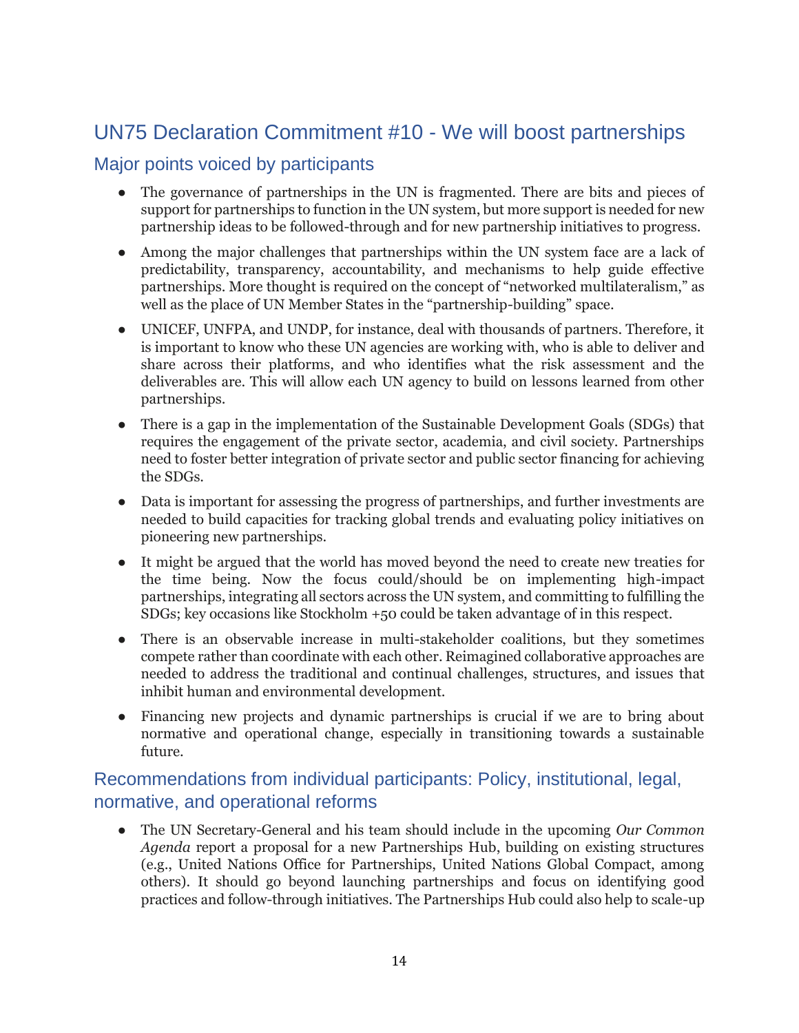## UN75 Declaration Commitment #10 - We will boost partnerships

### Major points voiced by participants

- The governance of partnerships in the UN is fragmented. There are bits and pieces of support for partnerships to function in the UN system, but more support is needed for new partnership ideas to be followed-through and for new partnership initiatives to progress.
- Among the major challenges that partnerships within the UN system face are a lack of predictability, transparency, accountability, and mechanisms to help guide effective partnerships. More thought is required on the concept of "networked multilateralism," as well as the place of UN Member States in the "partnership-building" space.
- UNICEF, UNFPA, and UNDP, for instance, deal with thousands of partners. Therefore, it is important to know who these UN agencies are working with, who is able to deliver and share across their platforms, and who identifies what the risk assessment and the deliverables are. This will allow each UN agency to build on lessons learned from other partnerships.
- There is a gap in the implementation of the Sustainable Development Goals (SDGs) that requires the engagement of the private sector, academia, and civil society. Partnerships need to foster better integration of private sector and public sector financing for achieving the SDGs.
- Data is important for assessing the progress of partnerships, and further investments are needed to build capacities for tracking global trends and evaluating policy initiatives on pioneering new partnerships.
- It might be argued that the world has moved beyond the need to create new treaties for the time being. Now the focus could/should be on implementing high-impact partnerships, integrating all sectors across the UN system, and committing to fulfilling the SDGs; key occasions like Stockholm +50 could be taken advantage of in this respect.
- There is an observable increase in multi-stakeholder coalitions, but they sometimes compete rather than coordinate with each other. Reimagined collaborative approaches are needed to address the traditional and continual challenges, structures, and issues that inhibit human and environmental development.
- Financing new projects and dynamic partnerships is crucial if we are to bring about normative and operational change, especially in transitioning towards a sustainable future.

### Recommendations from individual participants: Policy, institutional, legal, normative, and operational reforms

- The UN Secretary-General and his team should include in the upcoming *Our Common Agenda* report a proposal for a new Partnerships Hub, building on existing structures (e.g., United Nations Office for Partnerships, United Nations Global Compact, among others). It should go beyond launching partnerships and focus on identifying good practices and follow-through initiatives. The Partnerships Hub could also help to scale-up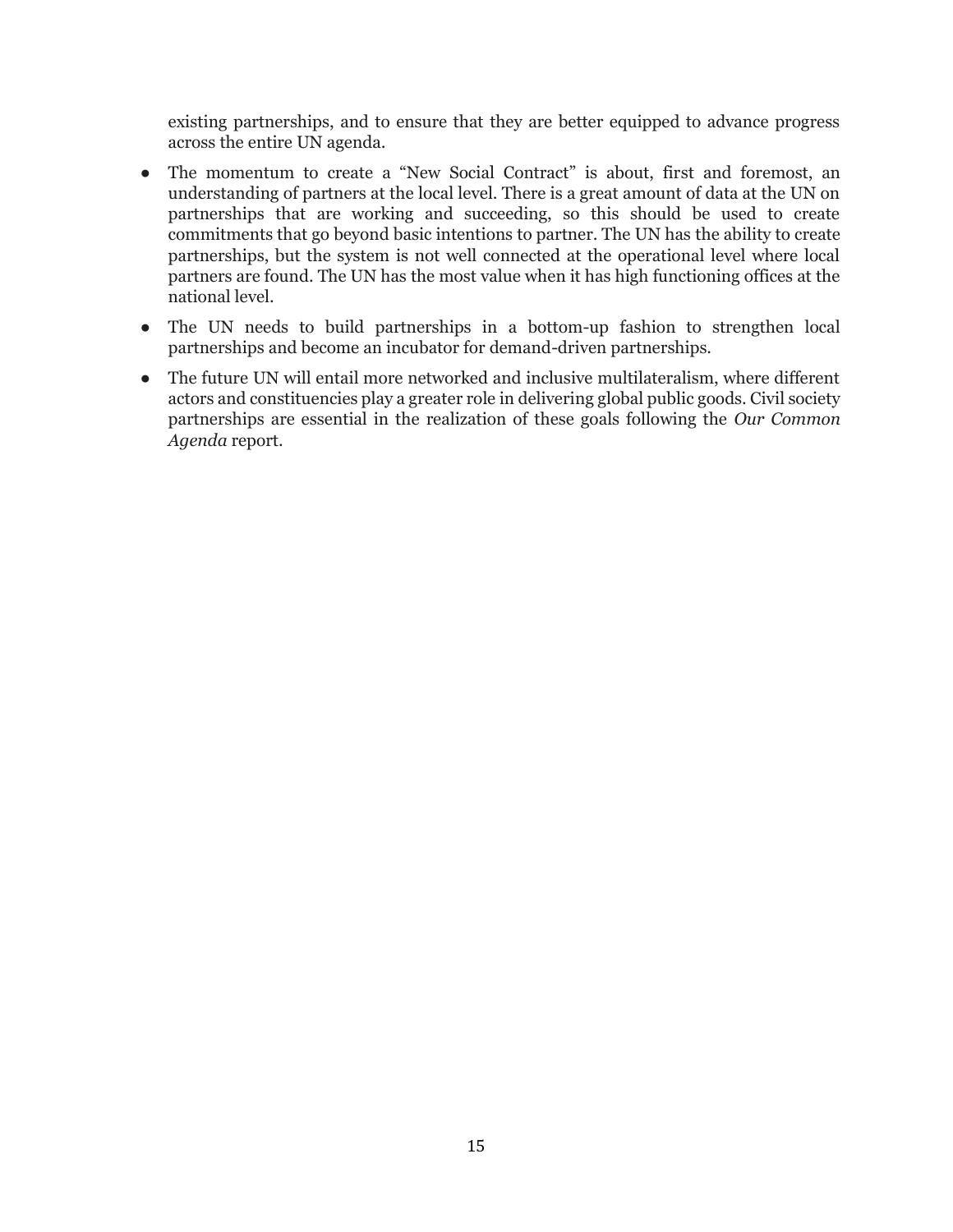existing partnerships, and to ensure that they are better equipped to advance progress across the entire UN agenda.

- The momentum to create a "New Social Contract" is about, first and foremost, an understanding of partners at the local level. There is a great amount of data at the UN on partnerships that are working and succeeding, so this should be used to create commitments that go beyond basic intentions to partner. The UN has the ability to create partnerships, but the system is not well connected at the operational level where local partners are found. The UN has the most value when it has high functioning offices at the national level.
- The UN needs to build partnerships in a bottom-up fashion to strengthen local partnerships and become an incubator for demand-driven partnerships.
- The future UN will entail more networked and inclusive multilateralism, where different actors and constituencies play a greater role in delivering global public goods. Civil society partnerships are essential in the realization of these goals following the *Our Common Agenda* report.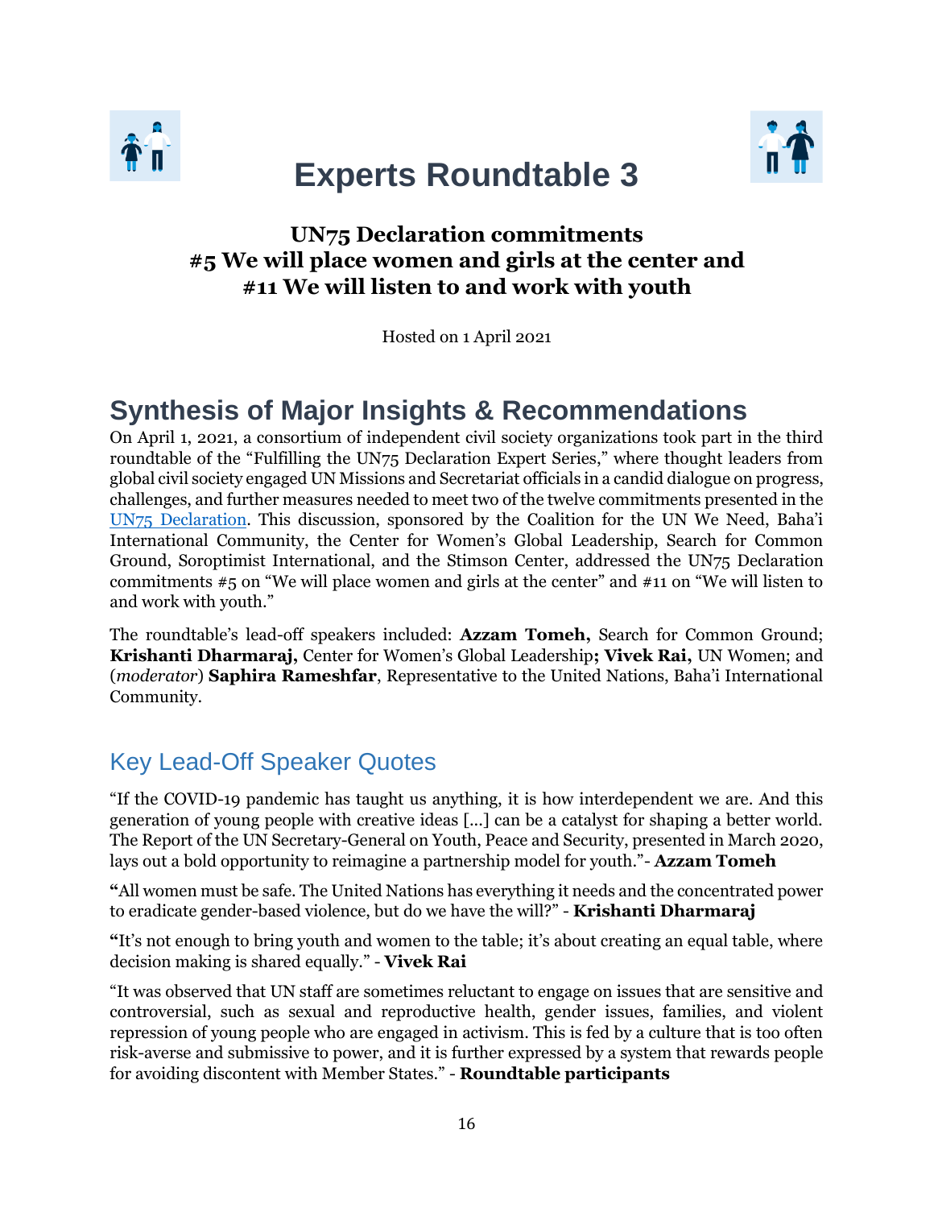# Experts Roundtable 3

**UN75 Declaration commitments**
**#5 We will place women and girls at the center and**
**#11 We will listen to and work with youth**

Hosted on 1 April 2021

## Synthesis of Major Insights & Recommendations

On April 1, 2021, a consortium of independent civil society organizations took part in the third roundtable of the "Fulfilling the UN75 Declaration Expert Series," where thought leaders from global civil society engaged UN Missions and Secretariat officials in a candid dialogue on progress, challenges, and further measures needed to meet two of the twelve commitments presented in the UN75 Declaration. This discussion, sponsored by the Coalition for the UN We Need, Baha'i International Community, the Center for Women's Global Leadership, Search for Common Ground, Soroptimist International, and the Stimson Center, addressed the UN75 Declaration commitments #5 on "We will place women and girls at the center" and #11 on "We will listen to and work with youth."

The roundtable's lead-off speakers included: **Azzam Tomeh,** Search for Common Ground; **Krishanti Dharmaraj,** Center for Women's Global Leadership**; Vivek Rai,** UN Women; and (*moderator*) **Saphira Rameshfar**, Representative to the United Nations, Baha'i International Community.

### Key Lead-Off Speaker Quotes

"If the COVID-19 pandemic has taught us anything, it is how interdependent we are. And this generation of young people with creative ideas [...] can be a catalyst for shaping a better world. The Report of the UN Secretary-General on Youth, Peace and Security, presented in March 2020, lays out a bold opportunity to reimagine a partnership model for youth."- **Azzam Tomeh**

**"**All women must be safe. The United Nations has everything it needs and the concentrated power to eradicate gender-based violence, but do we have the will?" - **Krishanti Dharmaraj**

**"**It's not enough to bring youth and women to the table; it's about creating an equal table, where decision making is shared equally." - **Vivek Rai**

"It was observed that UN staff are sometimes reluctant to engage on issues that are sensitive and controversial, such as sexual and reproductive health, gender issues, families, and violent repression of young people who are engaged in activism. This is fed by a culture that is too often risk-averse and submissive to power, and it is further expressed by a system that rewards people for avoiding discontent with Member States." - **Roundtable participants**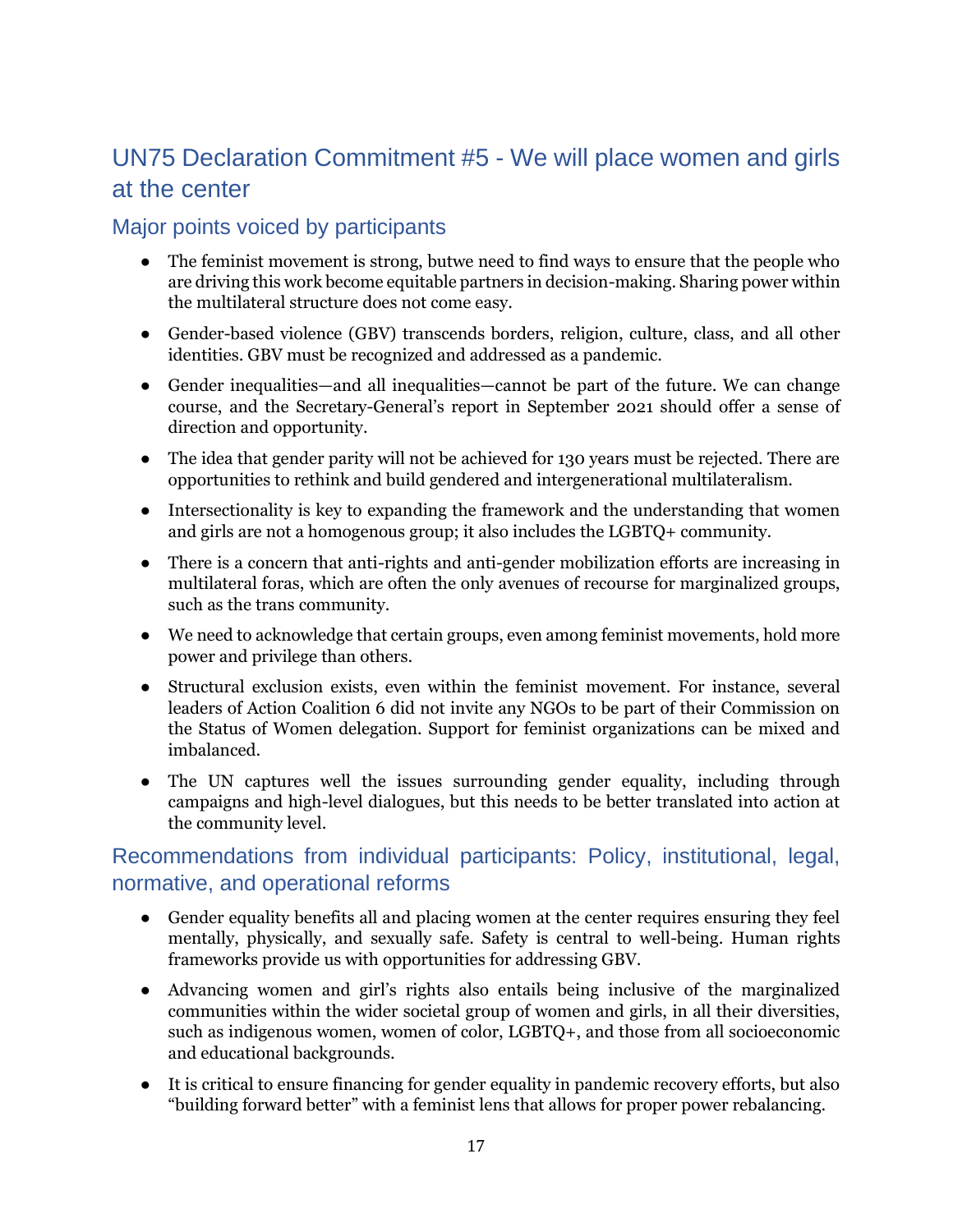## UN75 Declaration Commitment #5 - We will place women and girls at the center

### Major points voiced by participants

- The feminist movement is strong, butwe need to find ways to ensure that the people who are driving this work become equitable partners in decision-making. Sharing power within the multilateral structure does not come easy.
- Gender-based violence (GBV) transcends borders, religion, culture, class, and all other identities. GBV must be recognized and addressed as a pandemic.
- Gender inequalities—and all inequalities—cannot be part of the future. We can change course, and the Secretary-General's report in September 2021 should offer a sense of direction and opportunity.
- The idea that gender parity will not be achieved for 130 years must be rejected. There are opportunities to rethink and build gendered and intergenerational multilateralism.
- Intersectionality is key to expanding the framework and the understanding that women and girls are not a homogenous group; it also includes the LGBTQ+ community.
- There is a concern that anti-rights and anti-gender mobilization efforts are increasing in multilateral foras, which are often the only avenues of recourse for marginalized groups, such as the trans community.
- We need to acknowledge that certain groups, even among feminist movements, hold more power and privilege than others.
- Structural exclusion exists, even within the feminist movement. For instance, several leaders of Action Coalition 6 did not invite any NGOs to be part of their Commission on the Status of Women delegation. Support for feminist organizations can be mixed and imbalanced.
- The UN captures well the issues surrounding gender equality, including through campaigns and high-level dialogues, but this needs to be better translated into action at the community level.

### Recommendations from individual participants: Policy, institutional, legal, normative, and operational reforms

- Gender equality benefits all and placing women at the center requires ensuring they feel mentally, physically, and sexually safe. Safety is central to well-being. Human rights frameworks provide us with opportunities for addressing GBV.
- Advancing women and girl's rights also entails being inclusive of the marginalized communities within the wider societal group of women and girls, in all their diversities, such as indigenous women, women of color, LGBTQ+, and those from all socioeconomic and educational backgrounds.
- It is critical to ensure financing for gender equality in pandemic recovery efforts, but also "building forward better" with a feminist lens that allows for proper power rebalancing.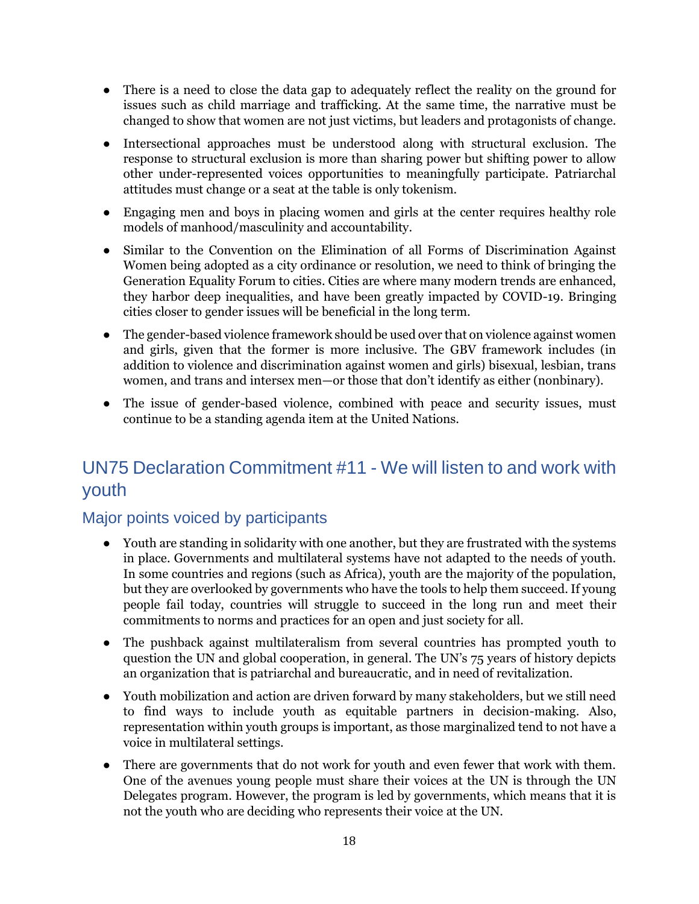- There is a need to close the data gap to adequately reflect the reality on the ground for issues such as child marriage and trafficking. At the same time, the narrative must be changed to show that women are not just victims, but leaders and protagonists of change.
- Intersectional approaches must be understood along with structural exclusion. The response to structural exclusion is more than sharing power but shifting power to allow other under-represented voices opportunities to meaningfully participate. Patriarchal attitudes must change or a seat at the table is only tokenism.
- Engaging men and boys in placing women and girls at the center requires healthy role models of manhood/masculinity and accountability.
- Similar to the Convention on the Elimination of all Forms of Discrimination Against Women being adopted as a city ordinance or resolution, we need to think of bringing the Generation Equality Forum to cities. Cities are where many modern trends are enhanced, they harbor deep inequalities, and have been greatly impacted by COVID-19. Bringing cities closer to gender issues will be beneficial in the long term.
- The gender-based violence framework should be used over that on violence against women and girls, given that the former is more inclusive. The GBV framework includes (in addition to violence and discrimination against women and girls) bisexual, lesbian, trans women, and trans and intersex men—or those that don't identify as either (nonbinary).
- The issue of gender-based violence, combined with peace and security issues, must continue to be a standing agenda item at the United Nations.

## UN75 Declaration Commitment #11 - We will listen to and work with youth

### Major points voiced by participants

- Youth are standing in solidarity with one another, but they are frustrated with the systems in place. Governments and multilateral systems have not adapted to the needs of youth. In some countries and regions (such as Africa), youth are the majority of the population, but they are overlooked by governments who have the tools to help them succeed. If young people fail today, countries will struggle to succeed in the long run and meet their commitments to norms and practices for an open and just society for all.
- The pushback against multilateralism from several countries has prompted youth to question the UN and global cooperation, in general. The UN's 75 years of history depicts an organization that is patriarchal and bureaucratic, and in need of revitalization.
- Youth mobilization and action are driven forward by many stakeholders, but we still need to find ways to include youth as equitable partners in decision-making. Also, representation within youth groups is important, as those marginalized tend to not have a voice in multilateral settings.
- There are governments that do not work for youth and even fewer that work with them. One of the avenues young people must share their voices at the UN is through the UN Delegates program. However, the program is led by governments, which means that it is not the youth who are deciding who represents their voice at the UN.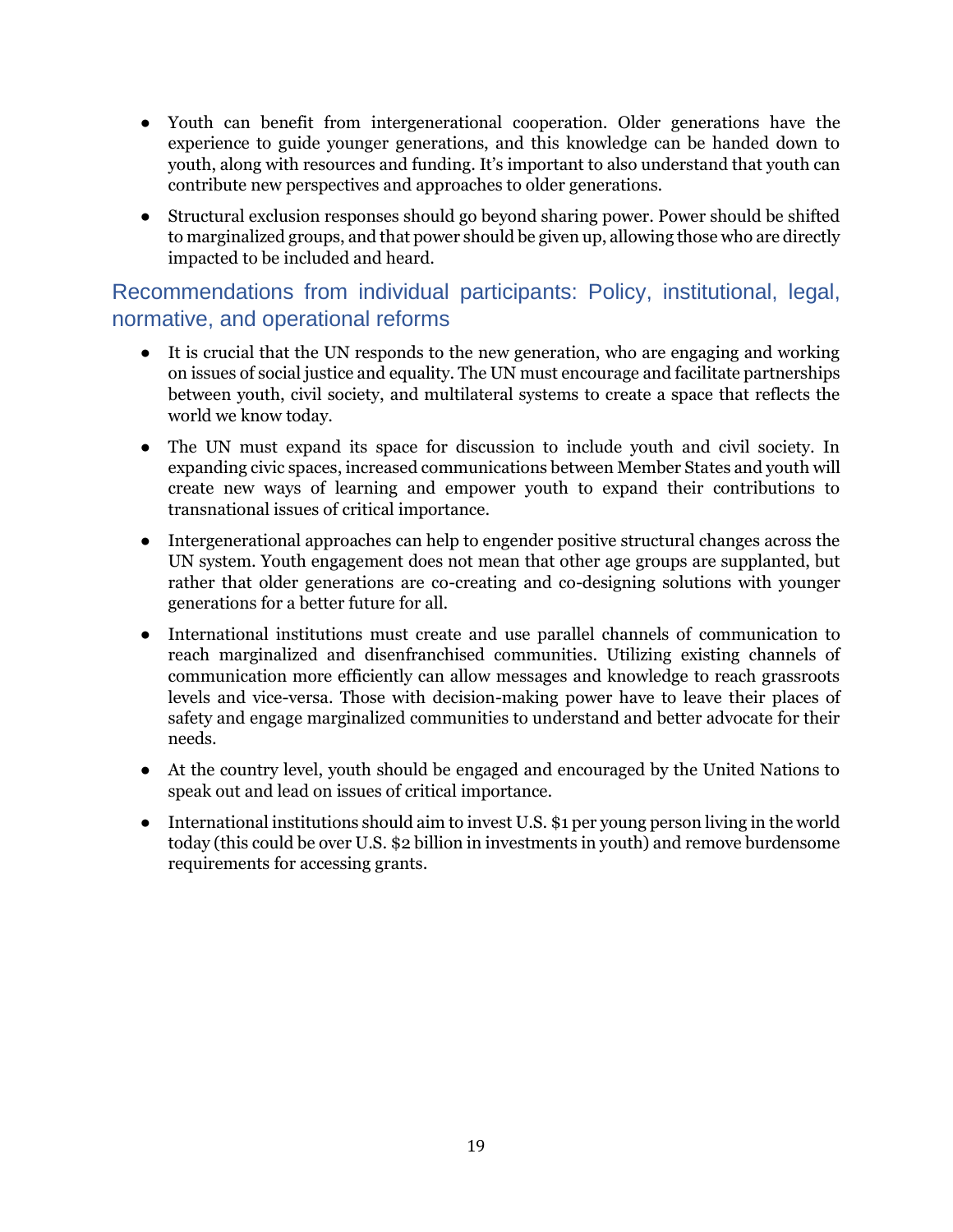- Youth can benefit from intergenerational cooperation. Older generations have the experience to guide younger generations, and this knowledge can be handed down to youth, along with resources and funding. It's important to also understand that youth can contribute new perspectives and approaches to older generations.
- Structural exclusion responses should go beyond sharing power. Power should be shifted to marginalized groups, and that power should be given up, allowing those who are directly impacted to be included and heard.

## Recommendations from individual participants: Policy, institutional, legal, normative, and operational reforms

- It is crucial that the UN responds to the new generation, who are engaging and working on issues of social justice and equality. The UN must encourage and facilitate partnerships between youth, civil society, and multilateral systems to create a space that reflects the world we know today.
- The UN must expand its space for discussion to include youth and civil society. In expanding civic spaces, increased communications between Member States and youth will create new ways of learning and empower youth to expand their contributions to transnational issues of critical importance.
- Intergenerational approaches can help to engender positive structural changes across the UN system. Youth engagement does not mean that other age groups are supplanted, but rather that older generations are co-creating and co-designing solutions with younger generations for a better future for all.
- International institutions must create and use parallel channels of communication to reach marginalized and disenfranchised communities. Utilizing existing channels of communication more efficiently can allow messages and knowledge to reach grassroots levels and vice-versa. Those with decision-making power have to leave their places of safety and engage marginalized communities to understand and better advocate for their needs.
- At the country level, youth should be engaged and encouraged by the United Nations to speak out and lead on issues of critical importance.
- International institutions should aim to invest U.S. $1 per young person living in the world today (this could be over U.S. $2 billion in investments in youth) and remove burdensome requirements for accessing grants.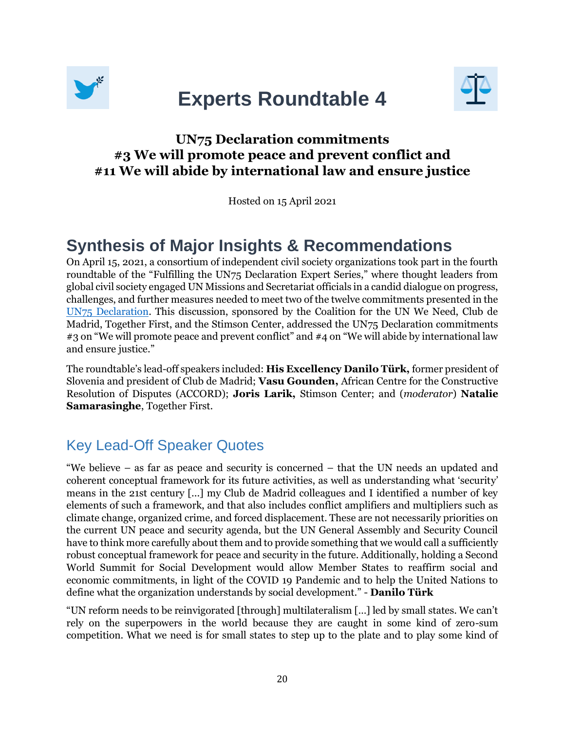# Experts Roundtable 4

**UN75 Declaration commitments**
**#3 We will promote peace and prevent conflict and**
**#11 We will abide by international law and ensure justice**

Hosted on 15 April 2021

## Synthesis of Major Insights & Recommendations

On April 15, 2021, a consortium of independent civil society organizations took part in the fourth roundtable of the "Fulfilling the UN75 Declaration Expert Series," where thought leaders from global civil society engaged UN Missions and Secretariat officials in a candid dialogue on progress, challenges, and further measures needed to meet two of the twelve commitments presented in the UN75 Declaration. This discussion, sponsored by the Coalition for the UN We Need, Club de Madrid, Together First, and the Stimson Center, addressed the UN75 Declaration commitments #3 on "We will promote peace and prevent conflict" and #4 on "We will abide by international law and ensure justice."

The roundtable's lead-off speakers included: **His Excellency Danilo Türk,** former president of Slovenia and president of Club de Madrid; **Vasu Gounden,** African Centre for the Constructive Resolution of Disputes (ACCORD); **Joris Larik,** Stimson Center; and (*moderator*) **Natalie Samarasinghe**, Together First.

### Key Lead-Off Speaker Quotes

"We believe – as far as peace and security is concerned – that the UN needs an updated and coherent conceptual framework for its future activities, as well as understanding what 'security' means in the 21st century [...] my Club de Madrid colleagues and I identified a number of key elements of such a framework, and that also includes conflict amplifiers and multipliers such as climate change, organized crime, and forced displacement. These are not necessarily priorities on the current UN peace and security agenda, but the UN General Assembly and Security Council have to think more carefully about them and to provide something that we would call a sufficiently robust conceptual framework for peace and security in the future. Additionally, holding a Second World Summit for Social Development would allow Member States to reaffirm social and economic commitments, in light of the COVID 19 Pandemic and to help the United Nations to define what the organization understands by social development." - **Danilo Türk**

"UN reform needs to be reinvigorated [through] multilateralism [...] led by small states. We can't rely on the superpowers in the world because they are caught in some kind of zero-sum competition. What we need is for small states to step up to the plate and to play some kind of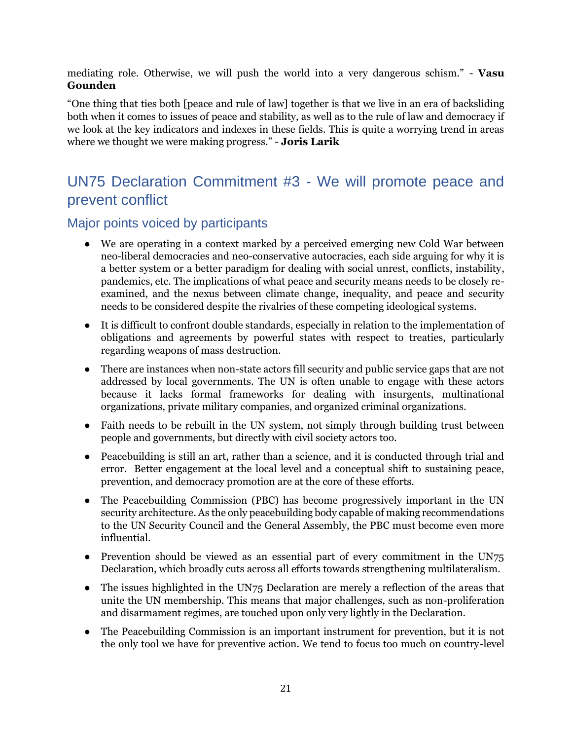mediating role. Otherwise, we will push the world into a very dangerous schism." - **Vasu Gounden**

"One thing that ties both [peace and rule of law] together is that we live in an era of backsliding both when it comes to issues of peace and stability, as well as to the rule of law and democracy if we look at the key indicators and indexes in these fields. This is quite a worrying trend in areas where we thought we were making progress." - **Joris Larik**

## UN75 Declaration Commitment #3 - We will promote peace and prevent conflict

### Major points voiced by participants

- We are operating in a context marked by a perceived emerging new Cold War between neo-liberal democracies and neo-conservative autocracies, each side arguing for why it is a better system or a better paradigm for dealing with social unrest, conflicts, instability, pandemics, etc. The implications of what peace and security means needs to be closely re-examined, and the nexus between climate change, inequality, and peace and security needs to be considered despite the rivalries of these competing ideological systems.
- It is difficult to confront double standards, especially in relation to the implementation of obligations and agreements by powerful states with respect to treaties, particularly regarding weapons of mass destruction.
- There are instances when non-state actors fill security and public service gaps that are not addressed by local governments. The UN is often unable to engage with these actors because it lacks formal frameworks for dealing with insurgents, multinational organizations, private military companies, and organized criminal organizations.
- Faith needs to be rebuilt in the UN system, not simply through building trust between people and governments, but directly with civil society actors too.
- Peacebuilding is still an art, rather than a science, and it is conducted through trial and error. Better engagement at the local level and a conceptual shift to sustaining peace, prevention, and democracy promotion are at the core of these efforts.
- The Peacebuilding Commission (PBC) has become progressively important in the UN security architecture. As the only peacebuilding body capable of making recommendations to the UN Security Council and the General Assembly, the PBC must become even more influential.
- Prevention should be viewed as an essential part of every commitment in the UN75 Declaration, which broadly cuts across all efforts towards strengthening multilateralism.
- The issues highlighted in the UN75 Declaration are merely a reflection of the areas that unite the UN membership. This means that major challenges, such as non-proliferation and disarmament regimes, are touched upon only very lightly in the Declaration.
- The Peacebuilding Commission is an important instrument for prevention, but it is not the only tool we have for preventive action. We tend to focus too much on country-level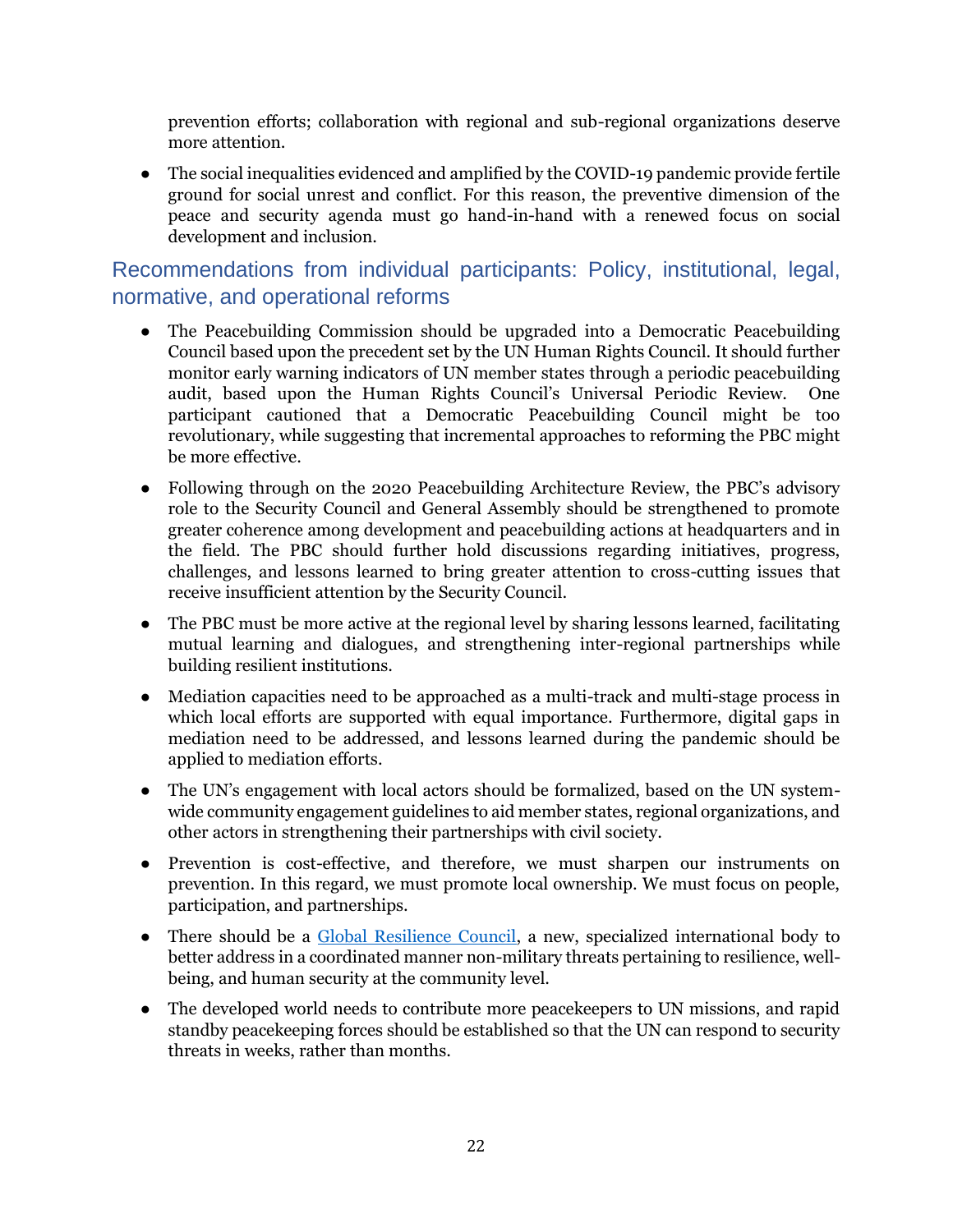prevention efforts; collaboration with regional and sub-regional organizations deserve more attention.

- The social inequalities evidenced and amplified by the COVID-19 pandemic provide fertile ground for social unrest and conflict. For this reason, the preventive dimension of the peace and security agenda must go hand-in-hand with a renewed focus on social development and inclusion.

## Recommendations from individual participants: Policy, institutional, legal, normative, and operational reforms

- The Peacebuilding Commission should be upgraded into a Democratic Peacebuilding Council based upon the precedent set by the UN Human Rights Council. It should further monitor early warning indicators of UN member states through a periodic peacebuilding audit, based upon the Human Rights Council's Universal Periodic Review. One participant cautioned that a Democratic Peacebuilding Council might be too revolutionary, while suggesting that incremental approaches to reforming the PBC might be more effective.

- Following through on the 2020 Peacebuilding Architecture Review, the PBC's advisory role to the Security Council and General Assembly should be strengthened to promote greater coherence among development and peacebuilding actions at headquarters and in the field. The PBC should further hold discussions regarding initiatives, progress, challenges, and lessons learned to bring greater attention to cross-cutting issues that receive insufficient attention by the Security Council.

- The PBC must be more active at the regional level by sharing lessons learned, facilitating mutual learning and dialogues, and strengthening inter-regional partnerships while building resilient institutions.

- Mediation capacities need to be approached as a multi-track and multi-stage process in which local efforts are supported with equal importance. Furthermore, digital gaps in mediation need to be addressed, and lessons learned during the pandemic should be applied to mediation efforts.

- The UN's engagement with local actors should be formalized, based on the UN system-wide community engagement guidelines to aid member states, regional organizations, and other actors in strengthening their partnerships with civil society.

- Prevention is cost-effective, and therefore, we must sharpen our instruments on prevention. In this regard, we must promote local ownership. We must focus on people, participation, and partnerships.

- There should be a Global Resilience Council, a new, specialized international body to better address in a coordinated manner non-military threats pertaining to resilience, well-being, and human security at the community level.

- The developed world needs to contribute more peacekeepers to UN missions, and rapid standby peacekeeping forces should be established so that the UN can respond to security threats in weeks, rather than months.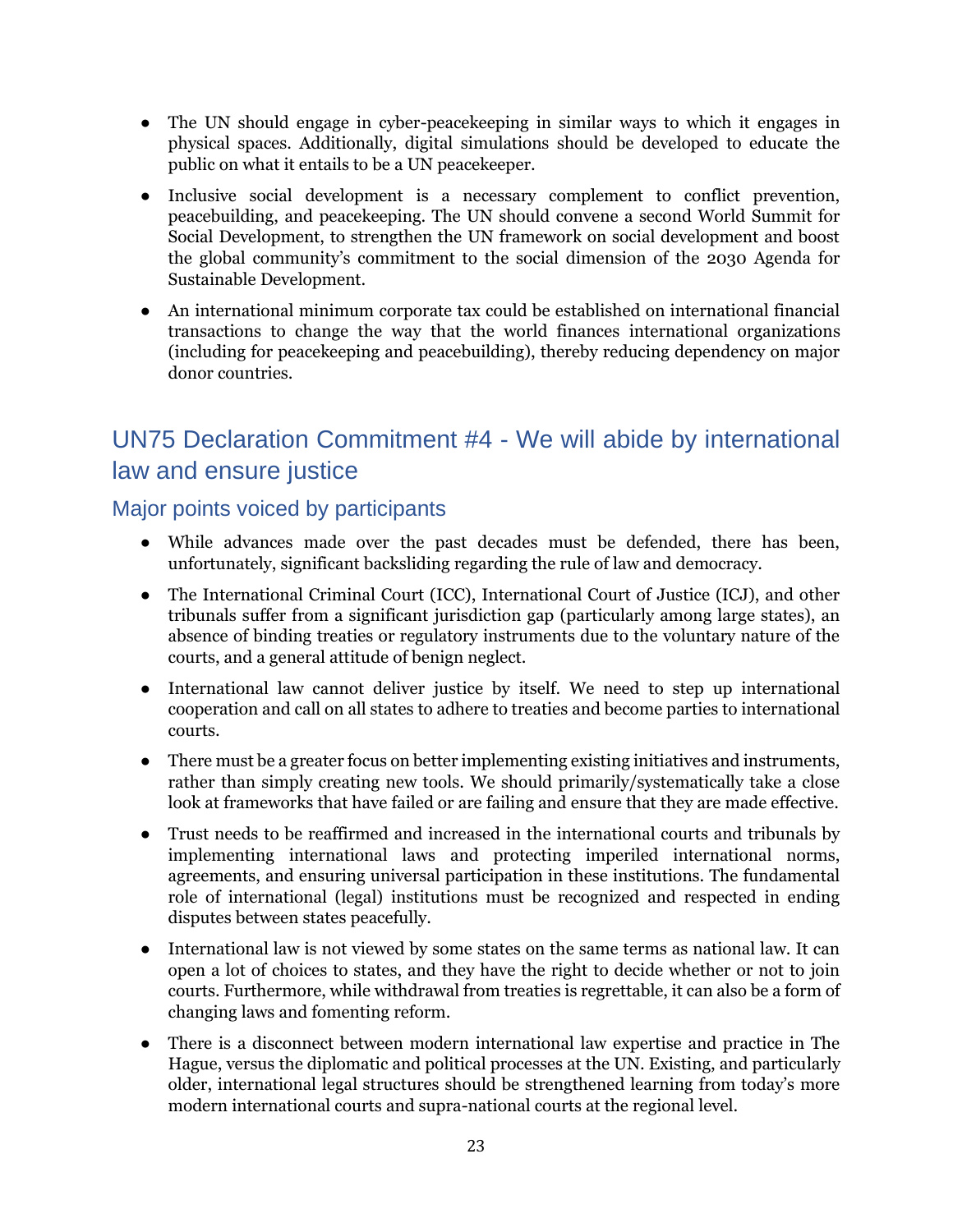- The UN should engage in cyber-peacekeeping in similar ways to which it engages in physical spaces. Additionally, digital simulations should be developed to educate the public on what it entails to be a UN peacekeeper.
- Inclusive social development is a necessary complement to conflict prevention, peacebuilding, and peacekeeping. The UN should convene a second World Summit for Social Development, to strengthen the UN framework on social development and boost the global community's commitment to the social dimension of the 2030 Agenda for Sustainable Development.
- An international minimum corporate tax could be established on international financial transactions to change the way that the world finances international organizations (including for peacekeeping and peacebuilding), thereby reducing dependency on major donor countries.

## UN75 Declaration Commitment #4 - We will abide by international law and ensure justice

### Major points voiced by participants

- While advances made over the past decades must be defended, there has been, unfortunately, significant backsliding regarding the rule of law and democracy.
- The International Criminal Court (ICC), International Court of Justice (ICJ), and other tribunals suffer from a significant jurisdiction gap (particularly among large states), an absence of binding treaties or regulatory instruments due to the voluntary nature of the courts, and a general attitude of benign neglect.
- International law cannot deliver justice by itself. We need to step up international cooperation and call on all states to adhere to treaties and become parties to international courts.
- There must be a greater focus on better implementing existing initiatives and instruments, rather than simply creating new tools. We should primarily/systematically take a close look at frameworks that have failed or are failing and ensure that they are made effective.
- Trust needs to be reaffirmed and increased in the international courts and tribunals by implementing international laws and protecting imperiled international norms, agreements, and ensuring universal participation in these institutions. The fundamental role of international (legal) institutions must be recognized and respected in ending disputes between states peacefully.
- International law is not viewed by some states on the same terms as national law. It can open a lot of choices to states, and they have the right to decide whether or not to join courts. Furthermore, while withdrawal from treaties is regrettable, it can also be a form of changing laws and fomenting reform.
- There is a disconnect between modern international law expertise and practice in The Hague, versus the diplomatic and political processes at the UN. Existing, and particularly older, international legal structures should be strengthened learning from today's more modern international courts and supra-national courts at the regional level.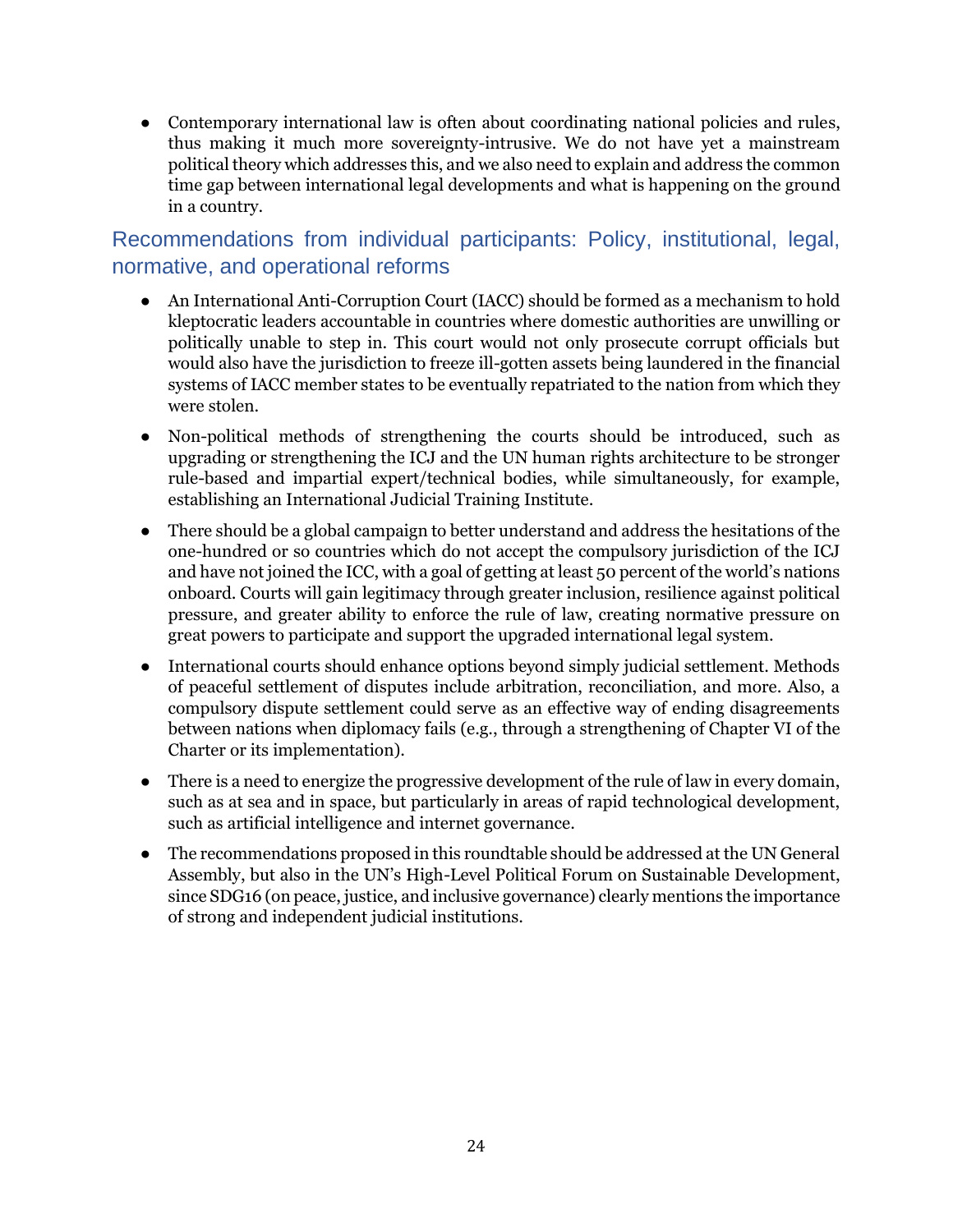- Contemporary international law is often about coordinating national policies and rules, thus making it much more sovereignty-intrusive. We do not have yet a mainstream political theory which addresses this, and we also need to explain and address the common time gap between international legal developments and what is happening on the ground in a country.

## Recommendations from individual participants: Policy, institutional, legal, normative, and operational reforms

- An International Anti-Corruption Court (IACC) should be formed as a mechanism to hold kleptocratic leaders accountable in countries where domestic authorities are unwilling or politically unable to step in. This court would not only prosecute corrupt officials but would also have the jurisdiction to freeze ill-gotten assets being laundered in the financial systems of IACC member states to be eventually repatriated to the nation from which they were stolen.
- Non-political methods of strengthening the courts should be introduced, such as upgrading or strengthening the ICJ and the UN human rights architecture to be stronger rule-based and impartial expert/technical bodies, while simultaneously, for example, establishing an International Judicial Training Institute.
- There should be a global campaign to better understand and address the hesitations of the one-hundred or so countries which do not accept the compulsory jurisdiction of the ICJ and have not joined the ICC, with a goal of getting at least 50 percent of the world's nations onboard. Courts will gain legitimacy through greater inclusion, resilience against political pressure, and greater ability to enforce the rule of law, creating normative pressure on great powers to participate and support the upgraded international legal system.
- International courts should enhance options beyond simply judicial settlement. Methods of peaceful settlement of disputes include arbitration, reconciliation, and more. Also, a compulsory dispute settlement could serve as an effective way of ending disagreements between nations when diplomacy fails (e.g., through a strengthening of Chapter VI of the Charter or its implementation).
- There is a need to energize the progressive development of the rule of law in every domain, such as at sea and in space, but particularly in areas of rapid technological development, such as artificial intelligence and internet governance.
- The recommendations proposed in this roundtable should be addressed at the UN General Assembly, but also in the UN's High-Level Political Forum on Sustainable Development, since SDG16 (on peace, justice, and inclusive governance) clearly mentions the importance of strong and independent judicial institutions.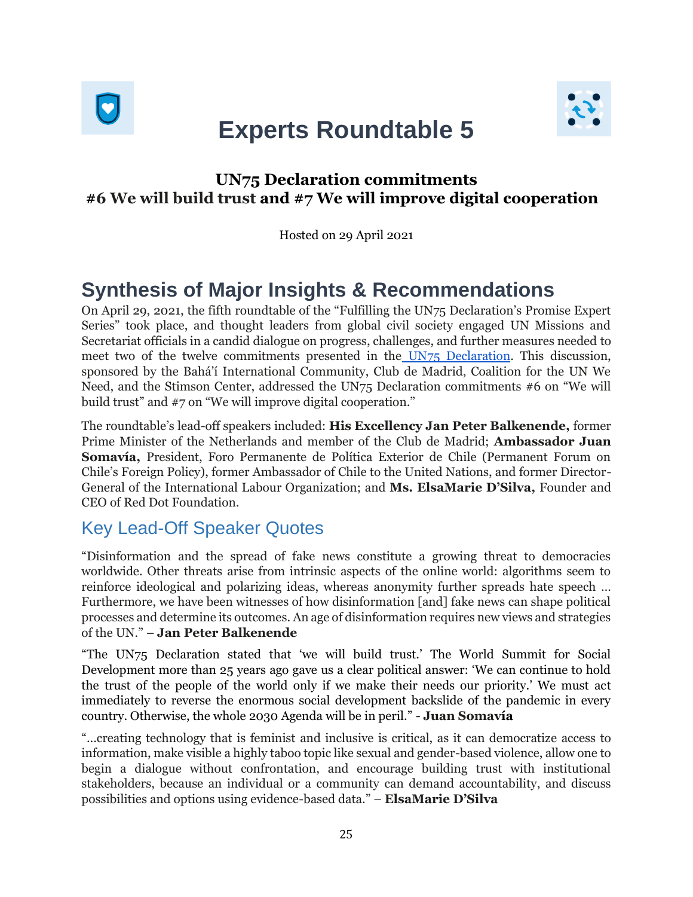# Experts Roundtable 5

**UN75 Declaration commitments**
**#6 We will build trust and #7 We will improve digital cooperation**

Hosted on 29 April 2021

## Synthesis of Major Insights & Recommendations

On April 29, 2021, the fifth roundtable of the "Fulfilling the UN75 Declaration's Promise Expert Series" took place, and thought leaders from global civil society engaged UN Missions and Secretariat officials in a candid dialogue on progress, challenges, and further measures needed to meet two of the twelve commitments presented in the UN75 Declaration. This discussion, sponsored by the Bahá'í International Community, Club de Madrid, Coalition for the UN We Need, and the Stimson Center, addressed the UN75 Declaration commitments #6 on "We will build trust" and #7 on "We will improve digital cooperation."

The roundtable's lead-off speakers included: **His Excellency Jan Peter Balkenende,** former Prime Minister of the Netherlands and member of the Club de Madrid; **Ambassador Juan Somavía,** President, Foro Permanente de Política Exterior de Chile (Permanent Forum on Chile's Foreign Policy), former Ambassador of Chile to the United Nations, and former Director-General of the International Labour Organization; and **Ms. ElsaMarie D'Silva,** Founder and CEO of Red Dot Foundation.

### Key Lead-Off Speaker Quotes

"Disinformation and the spread of fake news constitute a growing threat to democracies worldwide. Other threats arise from intrinsic aspects of the online world: algorithms seem to reinforce ideological and polarizing ideas, whereas anonymity further spreads hate speech ... Furthermore, we have been witnesses of how disinformation [and] fake news can shape political processes and determine its outcomes. An age of disinformation requires new views and strategies of the UN." – **Jan Peter Balkenende**

"The UN75 Declaration stated that 'we will build trust.' The World Summit for Social Development more than 25 years ago gave us a clear political answer: 'We can continue to hold the trust of the people of the world only if we make their needs our priority.' We must act immediately to reverse the enormous social development backslide of the pandemic in every country. Otherwise, the whole 2030 Agenda will be in peril." - **Juan Somavía**

"...creating technology that is feminist and inclusive is critical, as it can democratize access to information, make visible a highly taboo topic like sexual and gender-based violence, allow one to begin a dialogue without confrontation, and encourage building trust with institutional stakeholders, because an individual or a community can demand accountability, and discuss possibilities and options using evidence-based data." – **ElsaMarie D'Silva**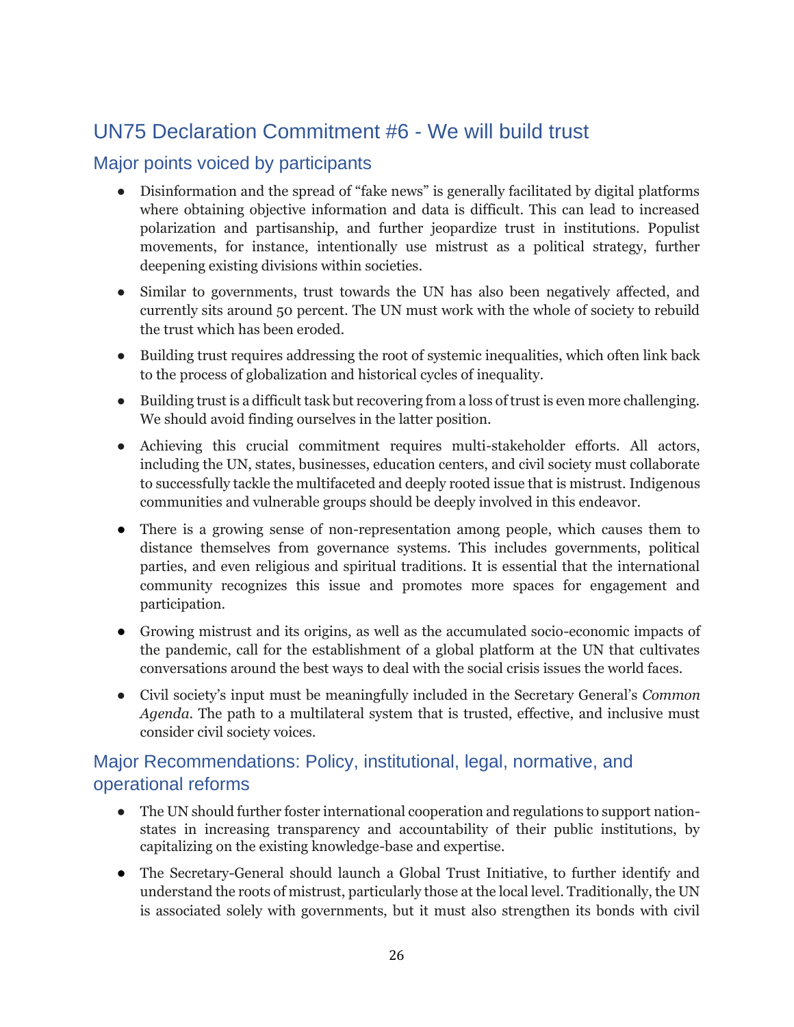## UN75 Declaration Commitment #6 - We will build trust

### Major points voiced by participants

- Disinformation and the spread of "fake news" is generally facilitated by digital platforms where obtaining objective information and data is difficult. This can lead to increased polarization and partisanship, and further jeopardize trust in institutions. Populist movements, for instance, intentionally use mistrust as a political strategy, further deepening existing divisions within societies.
- Similar to governments, trust towards the UN has also been negatively affected, and currently sits around 50 percent. The UN must work with the whole of society to rebuild the trust which has been eroded.
- Building trust requires addressing the root of systemic inequalities, which often link back to the process of globalization and historical cycles of inequality.
- Building trust is a difficult task but recovering from a loss of trust is even more challenging. We should avoid finding ourselves in the latter position.
- Achieving this crucial commitment requires multi-stakeholder efforts. All actors, including the UN, states, businesses, education centers, and civil society must collaborate to successfully tackle the multifaceted and deeply rooted issue that is mistrust. Indigenous communities and vulnerable groups should be deeply involved in this endeavor.
- There is a growing sense of non-representation among people, which causes them to distance themselves from governance systems. This includes governments, political parties, and even religious and spiritual traditions. It is essential that the international community recognizes this issue and promotes more spaces for engagement and participation.
- Growing mistrust and its origins, as well as the accumulated socio-economic impacts of the pandemic, call for the establishment of a global platform at the UN that cultivates conversations around the best ways to deal with the social crisis issues the world faces.
- Civil society's input must be meaningfully included in the Secretary General's *Common Agenda*. The path to a multilateral system that is trusted, effective, and inclusive must consider civil society voices.

### Major Recommendations: Policy, institutional, legal, normative, and operational reforms

- The UN should further foster international cooperation and regulations to support nation-states in increasing transparency and accountability of their public institutions, by capitalizing on the existing knowledge-base and expertise.
- The Secretary-General should launch a Global Trust Initiative, to further identify and understand the roots of mistrust, particularly those at the local level. Traditionally, the UN is associated solely with governments, but it must also strengthen its bonds with civil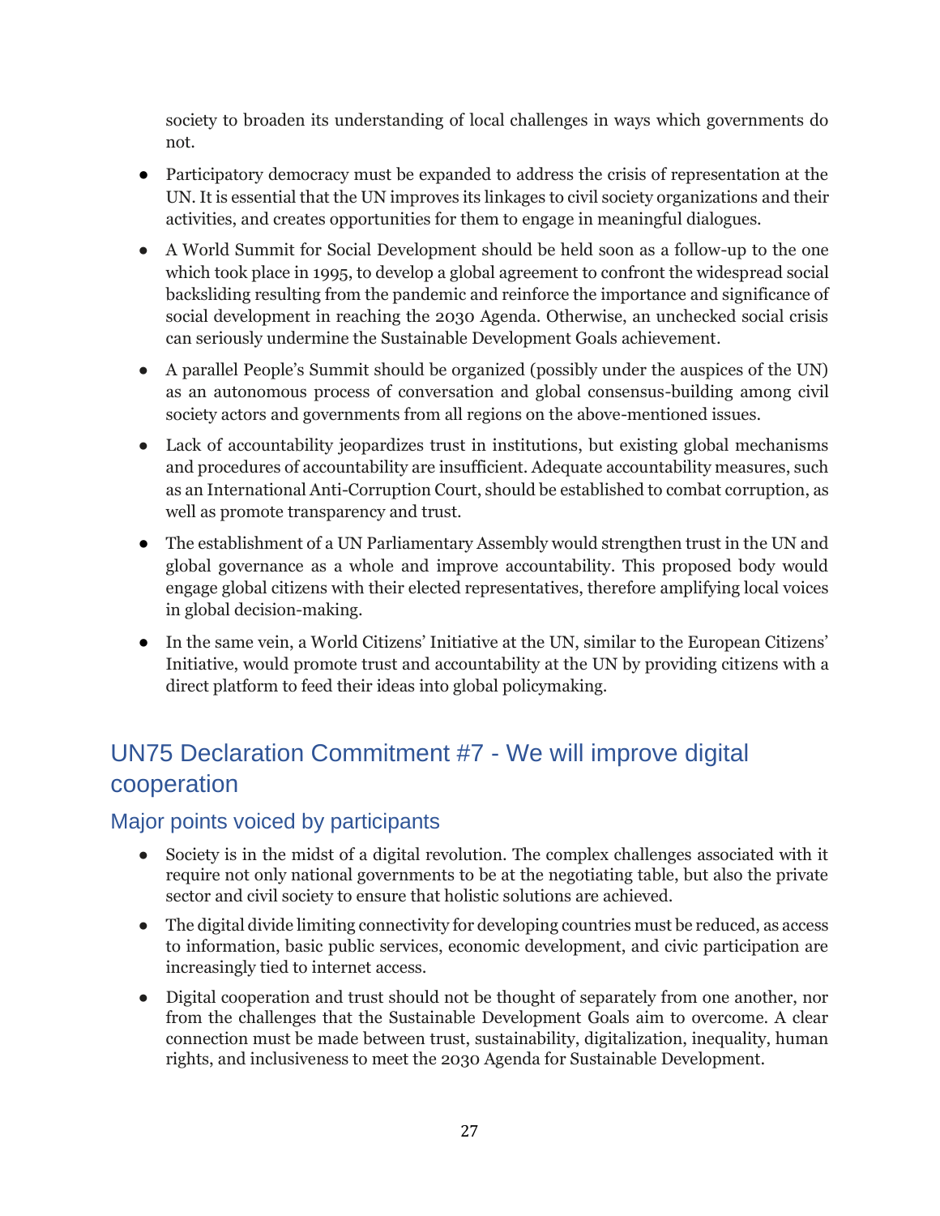society to broaden its understanding of local challenges in ways which governments do not.

- Participatory democracy must be expanded to address the crisis of representation at the UN. It is essential that the UN improves its linkages to civil society organizations and their activities, and creates opportunities for them to engage in meaningful dialogues.
- A World Summit for Social Development should be held soon as a follow-up to the one which took place in 1995, to develop a global agreement to confront the widespread social backsliding resulting from the pandemic and reinforce the importance and significance of social development in reaching the 2030 Agenda. Otherwise, an unchecked social crisis can seriously undermine the Sustainable Development Goals achievement.
- A parallel People's Summit should be organized (possibly under the auspices of the UN) as an autonomous process of conversation and global consensus-building among civil society actors and governments from all regions on the above-mentioned issues.
- Lack of accountability jeopardizes trust in institutions, but existing global mechanisms and procedures of accountability are insufficient. Adequate accountability measures, such as an International Anti-Corruption Court, should be established to combat corruption, as well as promote transparency and trust.
- The establishment of a UN Parliamentary Assembly would strengthen trust in the UN and global governance as a whole and improve accountability. This proposed body would engage global citizens with their elected representatives, therefore amplifying local voices in global decision-making.
- In the same vein, a World Citizens' Initiative at the UN, similar to the European Citizens' Initiative, would promote trust and accountability at the UN by providing citizens with a direct platform to feed their ideas into global policymaking.

## UN75 Declaration Commitment #7 - We will improve digital cooperation

### Major points voiced by participants

- Society is in the midst of a digital revolution. The complex challenges associated with it require not only national governments to be at the negotiating table, but also the private sector and civil society to ensure that holistic solutions are achieved.
- The digital divide limiting connectivity for developing countries must be reduced, as access to information, basic public services, economic development, and civic participation are increasingly tied to internet access.
- Digital cooperation and trust should not be thought of separately from one another, nor from the challenges that the Sustainable Development Goals aim to overcome. A clear connection must be made between trust, sustainability, digitalization, inequality, human rights, and inclusiveness to meet the 2030 Agenda for Sustainable Development.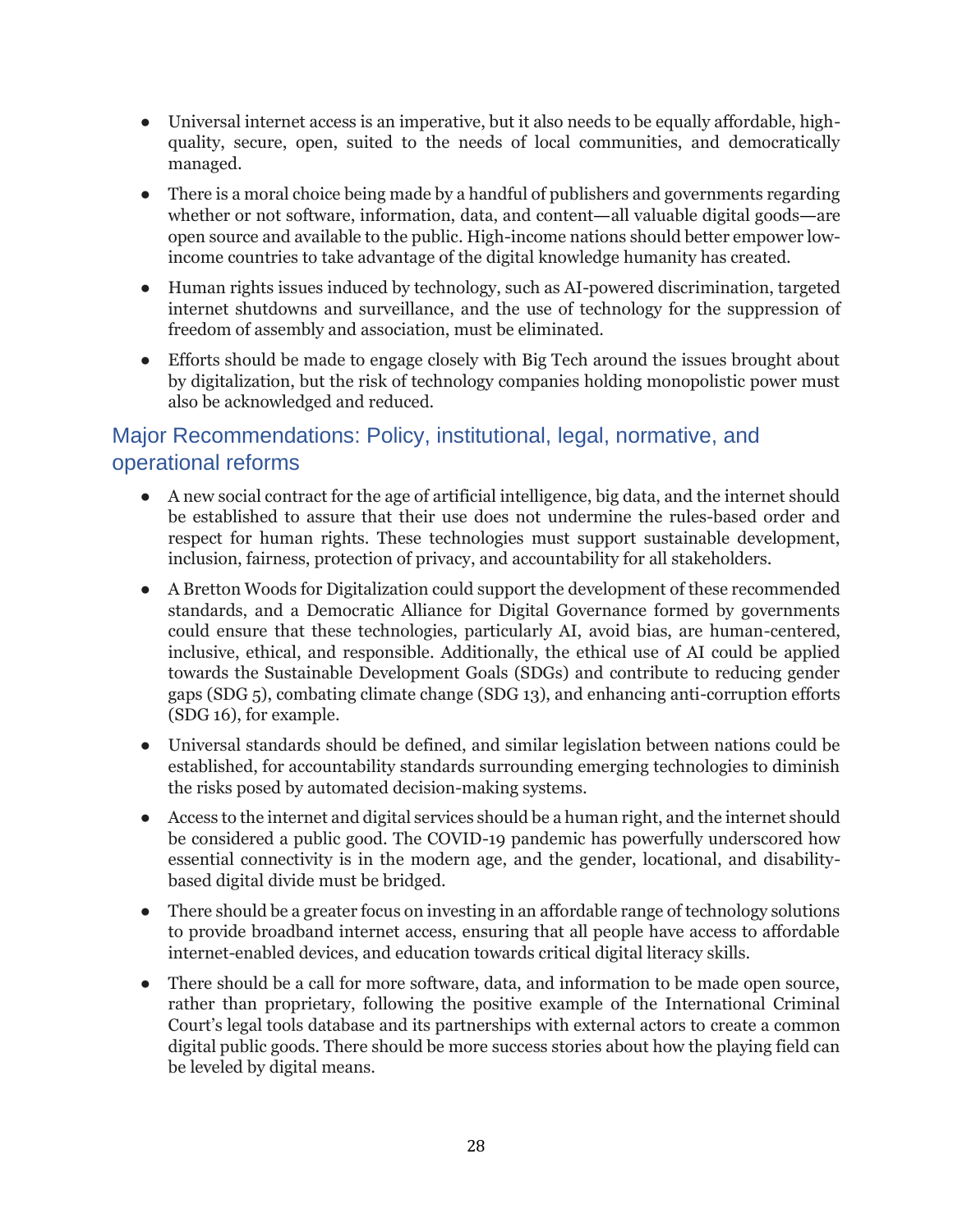- Universal internet access is an imperative, but it also needs to be equally affordable, high-quality, secure, open, suited to the needs of local communities, and democratically managed.
- There is a moral choice being made by a handful of publishers and governments regarding whether or not software, information, data, and content—all valuable digital goods—are open source and available to the public. High-income nations should better empower low-income countries to take advantage of the digital knowledge humanity has created.
- Human rights issues induced by technology, such as AI-powered discrimination, targeted internet shutdowns and surveillance, and the use of technology for the suppression of freedom of assembly and association, must be eliminated.
- Efforts should be made to engage closely with Big Tech around the issues brought about by digitalization, but the risk of technology companies holding monopolistic power must also be acknowledged and reduced.

## Major Recommendations: Policy, institutional, legal, normative, and operational reforms

- A new social contract for the age of artificial intelligence, big data, and the internet should be established to assure that their use does not undermine the rules-based order and respect for human rights. These technologies must support sustainable development, inclusion, fairness, protection of privacy, and accountability for all stakeholders.
- A Bretton Woods for Digitalization could support the development of these recommended standards, and a Democratic Alliance for Digital Governance formed by governments could ensure that these technologies, particularly AI, avoid bias, are human-centered, inclusive, ethical, and responsible. Additionally, the ethical use of AI could be applied towards the Sustainable Development Goals (SDGs) and contribute to reducing gender gaps (SDG 5), combating climate change (SDG 13), and enhancing anti-corruption efforts (SDG 16), for example.
- Universal standards should be defined, and similar legislation between nations could be established, for accountability standards surrounding emerging technologies to diminish the risks posed by automated decision-making systems.
- Access to the internet and digital services should be a human right, and the internet should be considered a public good. The COVID-19 pandemic has powerfully underscored how essential connectivity is in the modern age, and the gender, locational, and disability-based digital divide must be bridged.
- There should be a greater focus on investing in an affordable range of technology solutions to provide broadband internet access, ensuring that all people have access to affordable internet-enabled devices, and education towards critical digital literacy skills.
- There should be a call for more software, data, and information to be made open source, rather than proprietary, following the positive example of the International Criminal Court's legal tools database and its partnerships with external actors to create a common digital public goods. There should be more success stories about how the playing field can be leveled by digital means.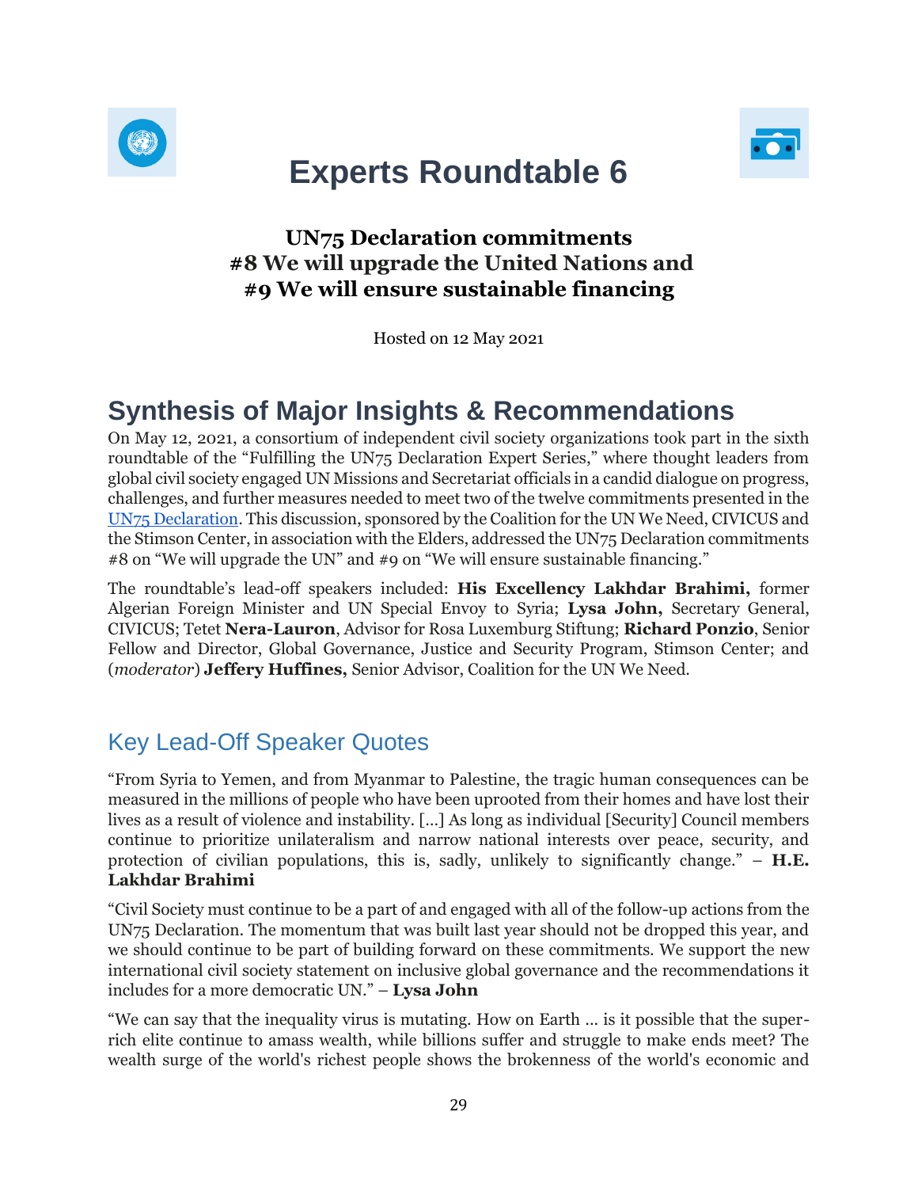# Experts Roundtable 6

**UN75 Declaration commitments**
**#8 We will upgrade the United Nations and**
**#9 We will ensure sustainable financing**

Hosted on 12 May 2021

## Synthesis of Major Insights & Recommendations

On May 12, 2021, a consortium of independent civil society organizations took part in the sixth roundtable of the "Fulfilling the UN75 Declaration Expert Series," where thought leaders from global civil society engaged UN Missions and Secretariat officials in a candid dialogue on progress, challenges, and further measures needed to meet two of the twelve commitments presented in the UN75 Declaration. This discussion, sponsored by the Coalition for the UN We Need, CIVICUS and the Stimson Center, in association with the Elders, addressed the UN75 Declaration commitments #8 on "We will upgrade the UN" and #9 on "We will ensure sustainable financing."

The roundtable's lead-off speakers included: **His Excellency Lakhdar Brahimi,** former Algerian Foreign Minister and UN Special Envoy to Syria; **Lysa John,** Secretary General, CIVICUS; Tetet **Nera-Lauron**, Advisor for Rosa Luxemburg Stiftung; **Richard Ponzio**, Senior Fellow and Director, Global Governance, Justice and Security Program, Stimson Center; and (*moderator*) **Jeffery Huffines,** Senior Advisor, Coalition for the UN We Need.

### Key Lead-Off Speaker Quotes

"From Syria to Yemen, and from Myanmar to Palestine, the tragic human consequences can be measured in the millions of people who have been uprooted from their homes and have lost their lives as a result of violence and instability. [...] As long as individual [Security] Council members continue to prioritize unilateralism and narrow national interests over peace, security, and protection of civilian populations, this is, sadly, unlikely to significantly change." – **H.E. Lakhdar Brahimi**

"Civil Society must continue to be a part of and engaged with all of the follow-up actions from the UN75 Declaration. The momentum that was built last year should not be dropped this year, and we should continue to be part of building forward on these commitments. We support the new international civil society statement on inclusive global governance and the recommendations it includes for a more democratic UN." – **Lysa John**

"We can say that the inequality virus is mutating. How on Earth ... is it possible that the super-rich elite continue to amass wealth, while billions suffer and struggle to make ends meet? The wealth surge of the world's richest people shows the brokenness of the world's economic and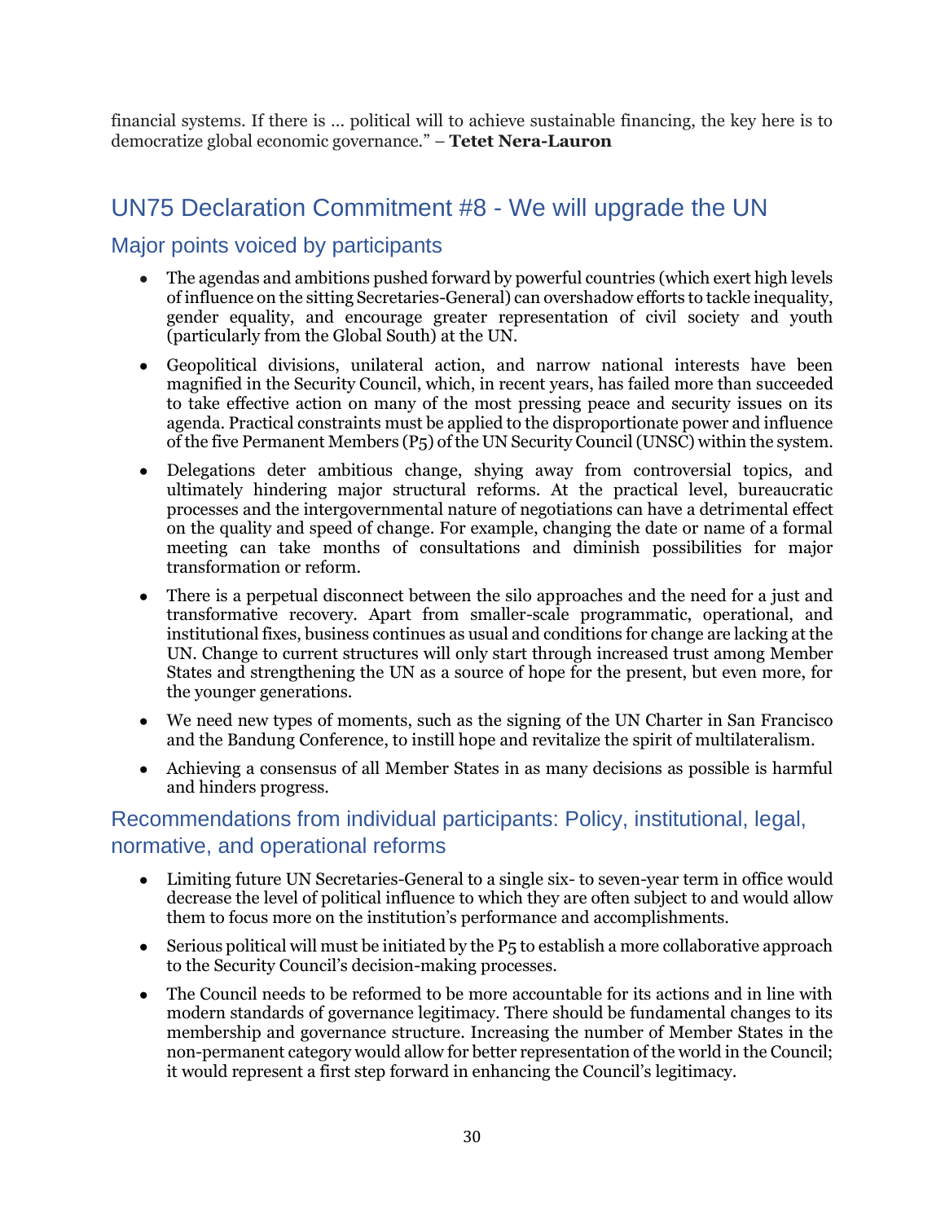financial systems. If there is ... political will to achieve sustainable financing, the key here is to democratize global economic governance." – **Tetet Nera-Lauron**

## UN75 Declaration Commitment #8 - We will upgrade the UN

### Major points voiced by participants

- The agendas and ambitions pushed forward by powerful countries (which exert high levels of influence on the sitting Secretaries-General) can overshadow efforts to tackle inequality, gender equality, and encourage greater representation of civil society and youth (particularly from the Global South) at the UN.
- Geopolitical divisions, unilateral action, and narrow national interests have been magnified in the Security Council, which, in recent years, has failed more than succeeded to take effective action on many of the most pressing peace and security issues on its agenda. Practical constraints must be applied to the disproportionate power and influence of the five Permanent Members (P5) of the UN Security Council (UNSC) within the system.
- Delegations deter ambitious change, shying away from controversial topics, and ultimately hindering major structural reforms. At the practical level, bureaucratic processes and the intergovernmental nature of negotiations can have a detrimental effect on the quality and speed of change. For example, changing the date or name of a formal meeting can take months of consultations and diminish possibilities for major transformation or reform.
- There is a perpetual disconnect between the silo approaches and the need for a just and transformative recovery. Apart from smaller-scale programmatic, operational, and institutional fixes, business continues as usual and conditions for change are lacking at the UN. Change to current structures will only start through increased trust among Member States and strengthening the UN as a source of hope for the present, but even more, for the younger generations.
- We need new types of moments, such as the signing of the UN Charter in San Francisco and the Bandung Conference, to instill hope and revitalize the spirit of multilateralism.
- Achieving a consensus of all Member States in as many decisions as possible is harmful and hinders progress.

### Recommendations from individual participants: Policy, institutional, legal, normative, and operational reforms

- Limiting future UN Secretaries-General to a single six- to seven-year term in office would decrease the level of political influence to which they are often subject to and would allow them to focus more on the institution's performance and accomplishments.
- Serious political will must be initiated by the P5 to establish a more collaborative approach to the Security Council's decision-making processes.
- The Council needs to be reformed to be more accountable for its actions and in line with modern standards of governance legitimacy. There should be fundamental changes to its membership and governance structure. Increasing the number of Member States in the non-permanent category would allow for better representation of the world in the Council; it would represent a first step forward in enhancing the Council's legitimacy.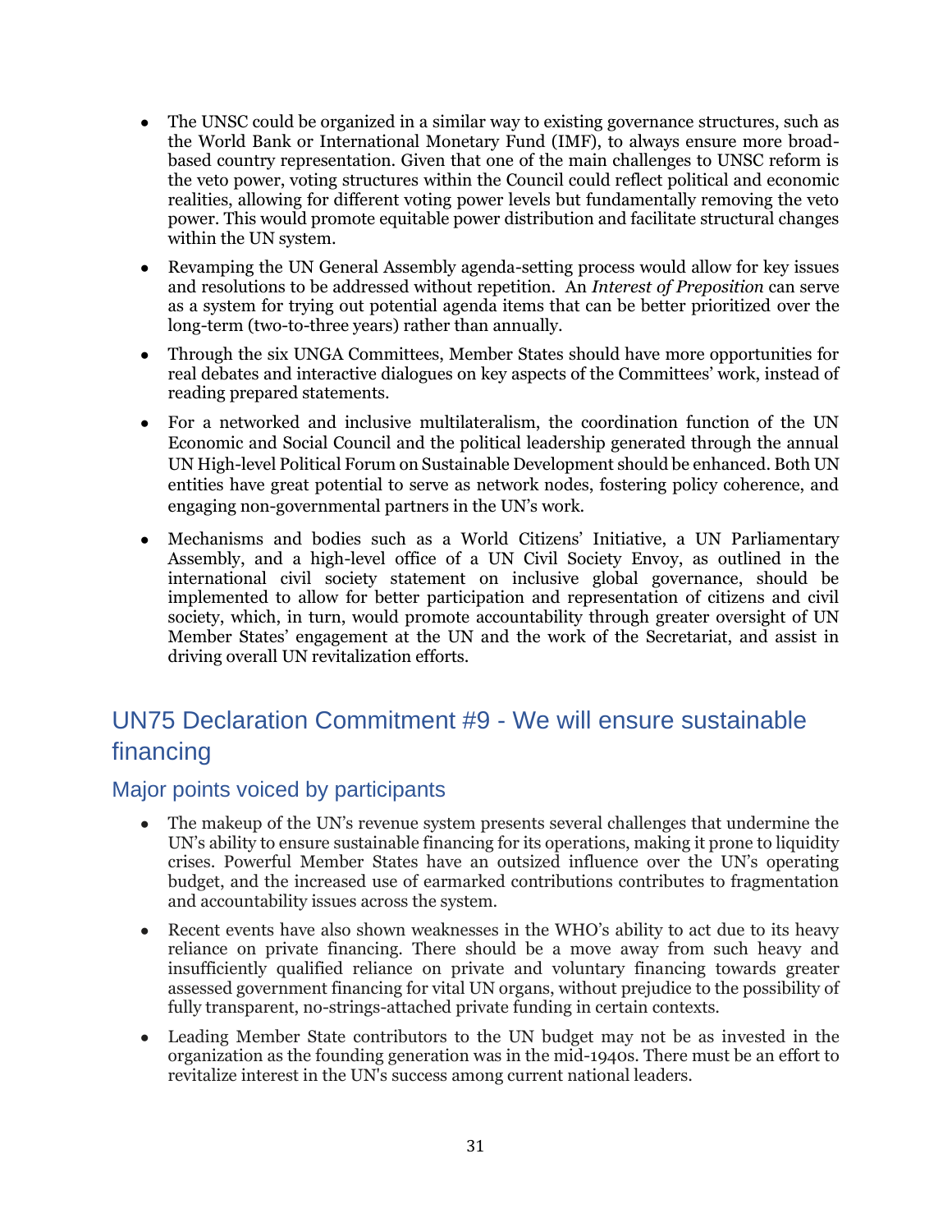- The UNSC could be organized in a similar way to existing governance structures, such as the World Bank or International Monetary Fund (IMF), to always ensure more broad-based country representation. Given that one of the main challenges to UNSC reform is the veto power, voting structures within the Council could reflect political and economic realities, allowing for different voting power levels but fundamentally removing the veto power. This would promote equitable power distribution and facilitate structural changes within the UN system.
- Revamping the UN General Assembly agenda-setting process would allow for key issues and resolutions to be addressed without repetition. An *Interest of Preposition* can serve as a system for trying out potential agenda items that can be better prioritized over the long-term (two-to-three years) rather than annually.
- Through the six UNGA Committees, Member States should have more opportunities for real debates and interactive dialogues on key aspects of the Committees' work, instead of reading prepared statements.
- For a networked and inclusive multilateralism, the coordination function of the UN Economic and Social Council and the political leadership generated through the annual UN High-level Political Forum on Sustainable Development should be enhanced. Both UN entities have great potential to serve as network nodes, fostering policy coherence, and engaging non-governmental partners in the UN's work.
- Mechanisms and bodies such as a World Citizens' Initiative, a UN Parliamentary Assembly, and a high-level office of a UN Civil Society Envoy, as outlined in the international civil society statement on inclusive global governance, should be implemented to allow for better participation and representation of citizens and civil society, which, in turn, would promote accountability through greater oversight of UN Member States' engagement at the UN and the work of the Secretariat, and assist in driving overall UN revitalization efforts.

## UN75 Declaration Commitment #9 - We will ensure sustainable financing

### Major points voiced by participants

- The makeup of the UN's revenue system presents several challenges that undermine the UN's ability to ensure sustainable financing for its operations, making it prone to liquidity crises. Powerful Member States have an outsized influence over the UN's operating budget, and the increased use of earmarked contributions contributes to fragmentation and accountability issues across the system.
- Recent events have also shown weaknesses in the WHO's ability to act due to its heavy reliance on private financing. There should be a move away from such heavy and insufficiently qualified reliance on private and voluntary financing towards greater assessed government financing for vital UN organs, without prejudice to the possibility of fully transparent, no-strings-attached private funding in certain contexts.
- Leading Member State contributors to the UN budget may not be as invested in the organization as the founding generation was in the mid-1940s. There must be an effort to revitalize interest in the UN's success among current national leaders.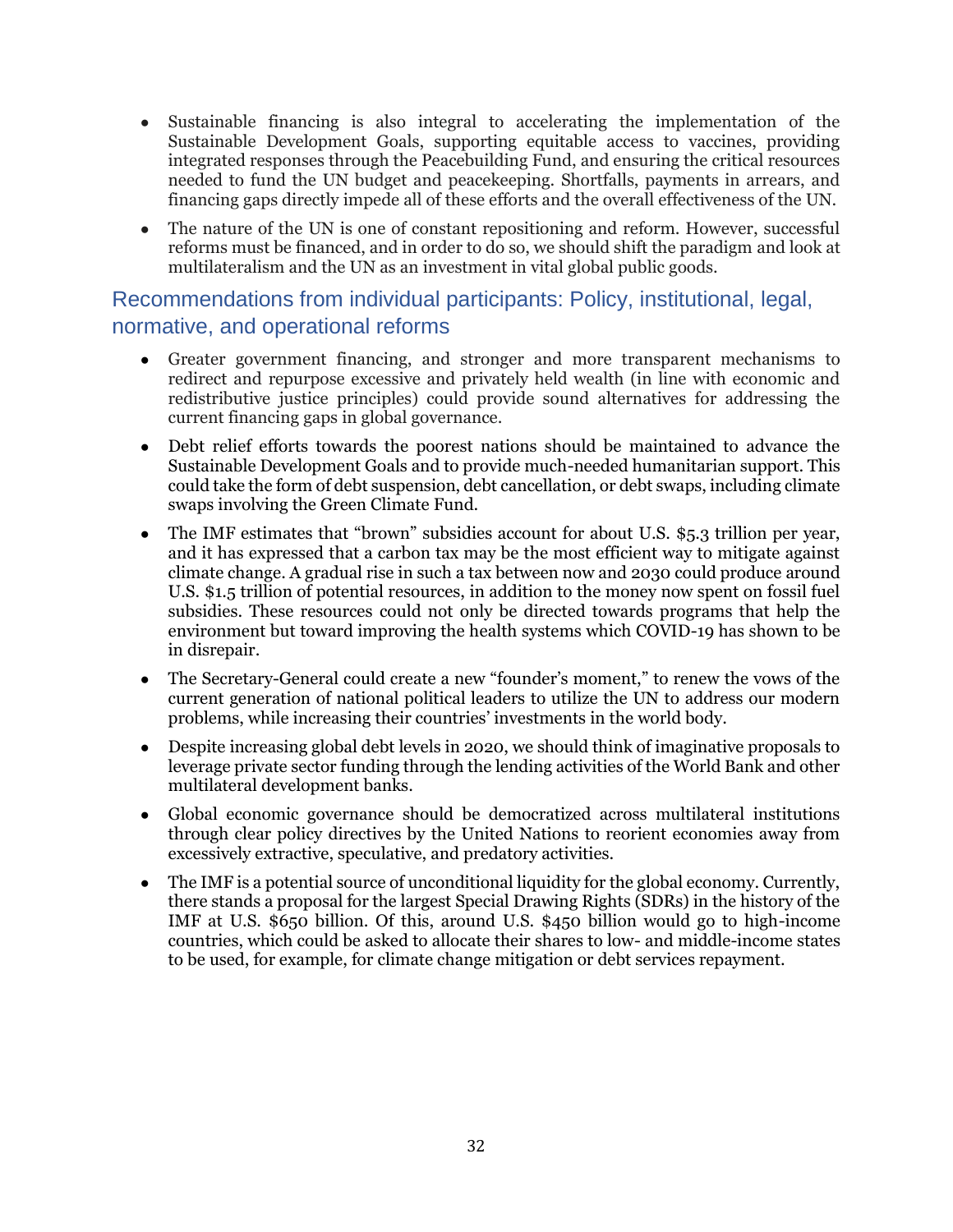- Sustainable financing is also integral to accelerating the implementation of the Sustainable Development Goals, supporting equitable access to vaccines, providing integrated responses through the Peacebuilding Fund, and ensuring the critical resources needed to fund the UN budget and peacekeeping. Shortfalls, payments in arrears, and financing gaps directly impede all of these efforts and the overall effectiveness of the UN.
- The nature of the UN is one of constant repositioning and reform. However, successful reforms must be financed, and in order to do so, we should shift the paradigm and look at multilateralism and the UN as an investment in vital global public goods.

## Recommendations from individual participants: Policy, institutional, legal, normative, and operational reforms

- Greater government financing, and stronger and more transparent mechanisms to redirect and repurpose excessive and privately held wealth (in line with economic and redistributive justice principles) could provide sound alternatives for addressing the current financing gaps in global governance.
- Debt relief efforts towards the poorest nations should be maintained to advance the Sustainable Development Goals and to provide much-needed humanitarian support. This could take the form of debt suspension, debt cancellation, or debt swaps, including climate swaps involving the Green Climate Fund.
- The IMF estimates that "brown" subsidies account for about U.S. $5.3 trillion per year, and it has expressed that a carbon tax may be the most efficient way to mitigate against climate change. A gradual rise in such a tax between now and 2030 could produce around U.S. $1.5 trillion of potential resources, in addition to the money now spent on fossil fuel subsidies. These resources could not only be directed towards programs that help the environment but toward improving the health systems which COVID-19 has shown to be in disrepair.
- The Secretary-General could create a new "founder's moment," to renew the vows of the current generation of national political leaders to utilize the UN to address our modern problems, while increasing their countries' investments in the world body.
- Despite increasing global debt levels in 2020, we should think of imaginative proposals to leverage private sector funding through the lending activities of the World Bank and other multilateral development banks.
- Global economic governance should be democratized across multilateral institutions through clear policy directives by the United Nations to reorient economies away from excessively extractive, speculative, and predatory activities.
- The IMF is a potential source of unconditional liquidity for the global economy. Currently, there stands a proposal for the largest Special Drawing Rights (SDRs) in the history of the IMF at U.S. $650 billion. Of this, around U.S. $450 billion would go to high-income countries, which could be asked to allocate their shares to low- and middle-income states to be used, for example, for climate change mitigation or debt services repayment.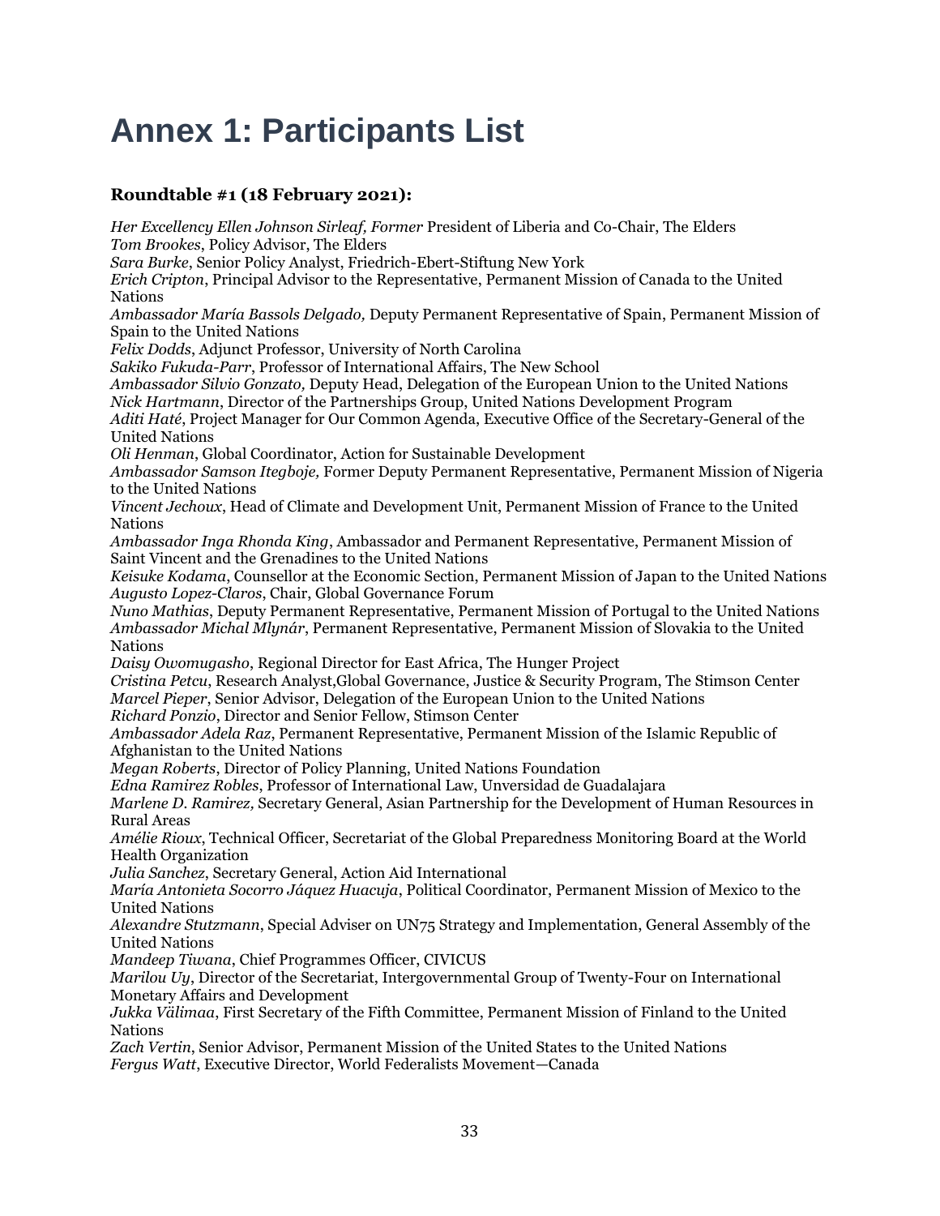# Annex 1: Participants List

**Roundtable #1 (18 February 2021):**

*Her Excellency Ellen Johnson Sirleaf, Former* President of Liberia and Co-Chair, The Elders
*Tom Brookes*, Policy Advisor, The Elders
*Sara Burke*, Senior Policy Analyst, Friedrich-Ebert-Stiftung New York
*Erich Cripton*, Principal Advisor to the Representative, Permanent Mission of Canada to the United Nations
*Ambassador María Bassols Delgado,* Deputy Permanent Representative of Spain, Permanent Mission of Spain to the United Nations
*Felix Dodds*, Adjunct Professor, University of North Carolina
*Sakiko Fukuda-Parr*, Professor of International Affairs, The New School
*Ambassador Silvio Gonzato,* Deputy Head, Delegation of the European Union to the United Nations
*Nick Hartmann*, Director of the Partnerships Group, United Nations Development Program
*Aditi Haté*, Project Manager for Our Common Agenda, Executive Office of the Secretary-General of the United Nations
*Oli Henman*, Global Coordinator, Action for Sustainable Development
*Ambassador Samson Itegboje,* Former Deputy Permanent Representative, Permanent Mission of Nigeria to the United Nations
*Vincent Jechoux*, Head of Climate and Development Unit, Permanent Mission of France to the United Nations
*Ambassador Inga Rhonda King*, Ambassador and Permanent Representative, Permanent Mission of Saint Vincent and the Grenadines to the United Nations
*Keisuke Kodama*, Counsellor at the Economic Section, Permanent Mission of Japan to the United Nations
*Augusto Lopez-Claros*, Chair, Global Governance Forum
*Nuno Mathias*, Deputy Permanent Representative, Permanent Mission of Portugal to the United Nations
*Ambassador Michal Mlynár*, Permanent Representative, Permanent Mission of Slovakia to the United Nations
*Daisy Owomugasho*, Regional Director for East Africa, The Hunger Project
*Cristina Petcu*, Research Analyst,Global Governance, Justice & Security Program, The Stimson Center
*Marcel Pieper*, Senior Advisor, Delegation of the European Union to the United Nations
*Richard Ponzio*, Director and Senior Fellow, Stimson Center
*Ambassador Adela Raz*, Permanent Representative, Permanent Mission of the Islamic Republic of Afghanistan to the United Nations
*Megan Roberts*, Director of Policy Planning, United Nations Foundation
*Edna Ramirez Robles*, Professor of International Law, Unversidad de Guadalajara
*Marlene D. Ramirez,* Secretary General, Asian Partnership for the Development of Human Resources in Rural Areas
*Amélie Rioux*, Technical Officer, Secretariat of the Global Preparedness Monitoring Board at the World Health Organization
*Julia Sanchez*, Secretary General, Action Aid International
*María Antonieta Socorro Jáquez Huacuja*, Political Coordinator, Permanent Mission of Mexico to the United Nations
*Alexandre Stutzmann*, Special Adviser on UN75 Strategy and Implementation, General Assembly of the United Nations
*Mandeep Tiwana*, Chief Programmes Officer, CIVICUS
*Marilou Uy*, Director of the Secretariat, Intergovernmental Group of Twenty-Four on International Monetary Affairs and Development
*Jukka Välimaa*, First Secretary of the Fifth Committee, Permanent Mission of Finland to the United Nations
*Zach Vertin*, Senior Advisor, Permanent Mission of the United States to the United Nations
*Fergus Watt*, Executive Director, World Federalists Movement—Canada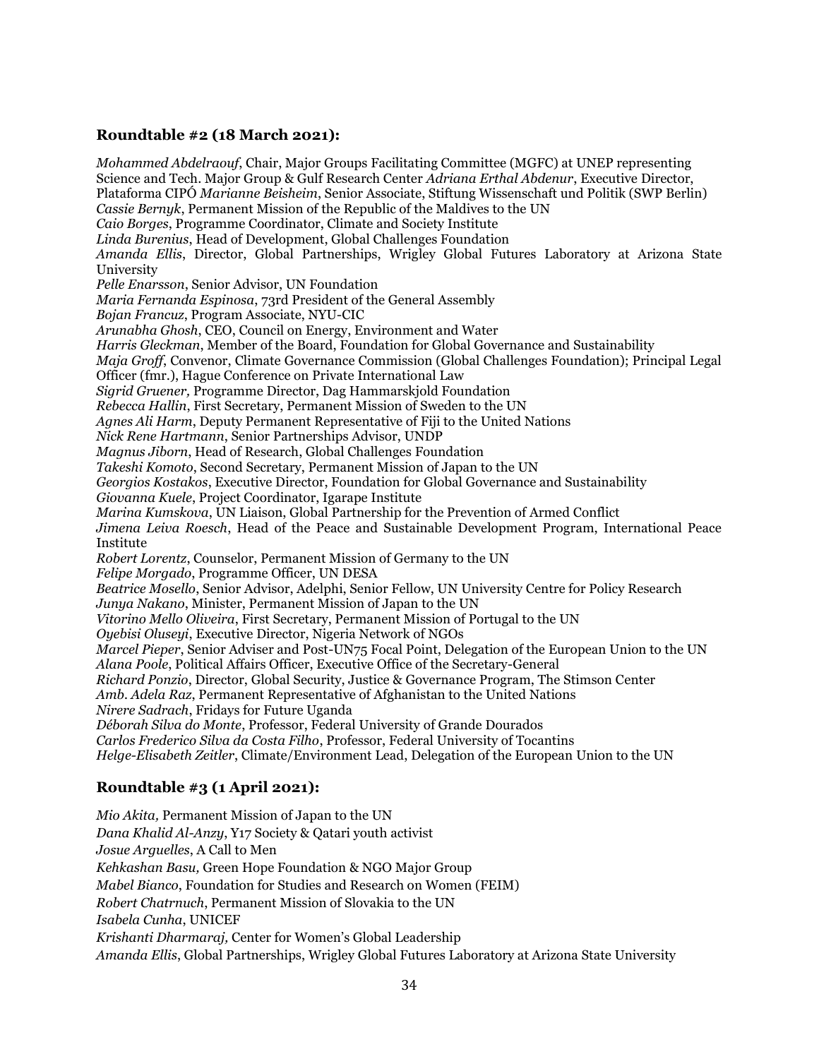### Roundtable #2 (18 March 2021):

*Mohammed Abdelraouf*, Chair, Major Groups Facilitating Committee (MGFC) at UNEP representing Science and Tech. Major Group & Gulf Research Center *Adriana Erthal Abdenur*, Executive Director, Plataforma CIPÓ *Marianne Beisheim*, Senior Associate, Stiftung Wissenschaft und Politik (SWP Berlin)
*Cassie Bernyk*, Permanent Mission of the Republic of the Maldives to the UN
*Caio Borges*, Programme Coordinator, Climate and Society Institute
*Linda Burenius*, Head of Development, Global Challenges Foundation
*Amanda Ellis*, Director, Global Partnerships, Wrigley Global Futures Laboratory at Arizona State University
*Pelle Enarsson*, Senior Advisor, UN Foundation
*Maria Fernanda Espinosa*, 73rd President of the General Assembly
*Bojan Francuz*, Program Associate, NYU-CIC
*Arunabha Ghosh*, CEO, Council on Energy, Environment and Water
*Harris Gleckman*, Member of the Board, Foundation for Global Governance and Sustainability
*Maja Groff*, Convenor, Climate Governance Commission (Global Challenges Foundation); Principal Legal Officer (fmr.), Hague Conference on Private International Law
*Sigrid Gruener,* Programme Director, Dag Hammarskjold Foundation
*Rebecca Hallin*, First Secretary, Permanent Mission of Sweden to the UN
*Agnes Ali Harm*, Deputy Permanent Representative of Fiji to the United Nations
*Nick Rene Hartmann*, Senior Partnerships Advisor, UNDP
*Magnus Jiborn*, Head of Research, Global Challenges Foundation
*Takeshi Komoto*, Second Secretary, Permanent Mission of Japan to the UN
*Georgios Kostakos*, Executive Director, Foundation for Global Governance and Sustainability
*Giovanna Kuele*, Project Coordinator, Igarape Institute
*Marina Kumskova*, UN Liaison, Global Partnership for the Prevention of Armed Conflict
*Jimena Leiva Roesch*, Head of the Peace and Sustainable Development Program, International Peace Institute
*Robert Lorentz*, Counselor, Permanent Mission of Germany to the UN
*Felipe Morgado*, Programme Officer, UN DESA
*Beatrice Mosello*, Senior Advisor, Adelphi, Senior Fellow, UN University Centre for Policy Research
*Junya Nakano*, Minister, Permanent Mission of Japan to the UN
*Vitorino Mello Oliveira*, First Secretary, Permanent Mission of Portugal to the UN
*Oyebisi Oluseyi*, Executive Director, Nigeria Network of NGOs
*Marcel Pieper*, Senior Adviser and Post-UN75 Focal Point, Delegation of the European Union to the UN
*Alana Poole*, Political Affairs Officer, Executive Office of the Secretary-General
*Richard Ponzio*, Director, Global Security, Justice & Governance Program, The Stimson Center
*Amb. Adela Raz*, Permanent Representative of Afghanistan to the United Nations
*Nirere Sadrach*, Fridays for Future Uganda
*Déborah Silva do Monte*, Professor, Federal University of Grande Dourados
*Carlos Frederico Silva da Costa Filho*, Professor, Federal University of Tocantins
*Helge-Elisabeth Zeitler*, Climate/Environment Lead, Delegation of the European Union to the UN

### Roundtable #3 (1 April 2021):

*Mio Akita,* Permanent Mission of Japan to the UN
*Dana Khalid Al-Anzy*, Y17 Society & Qatari youth activist
*Josue Arguelles*, A Call to Men
*Kehkashan Basu,* Green Hope Foundation & NGO Major Group
*Mabel Bianco*, Foundation for Studies and Research on Women (FEIM)
*Robert Chatrnuch*, Permanent Mission of Slovakia to the UN
*Isabela Cunha*, UNICEF
*Krishanti Dharmaraj,* Center for Women's Global Leadership
*Amanda Ellis*, Global Partnerships, Wrigley Global Futures Laboratory at Arizona State University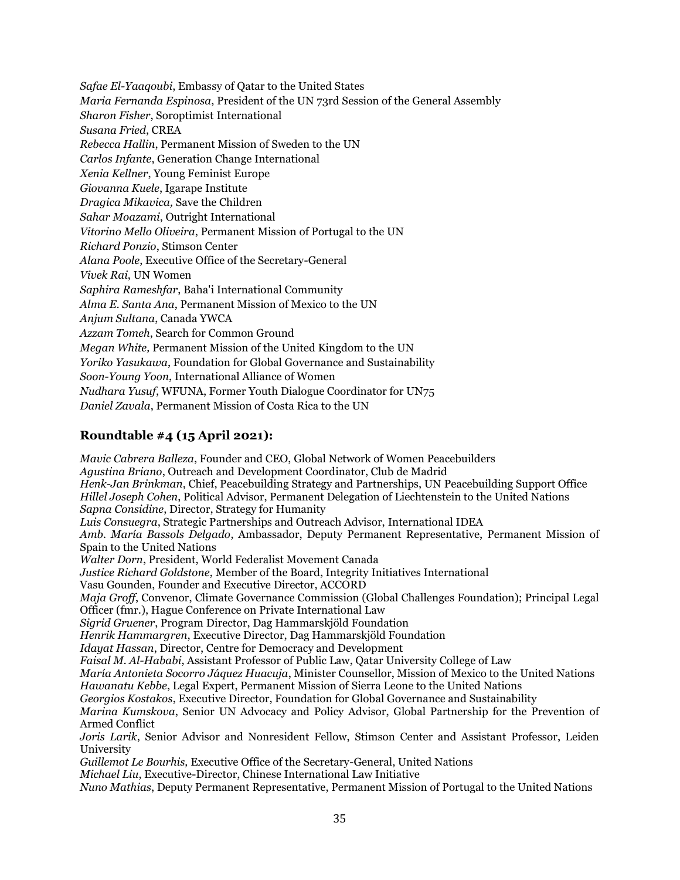*Safae El-Yaaqoubi*, Embassy of Qatar to the United States
*Maria Fernanda Espinosa*, President of the UN 73rd Session of the General Assembly
*Sharon Fisher*, Soroptimist International
*Susana Fried*, CREA
*Rebecca Hallin*, Permanent Mission of Sweden to the UN
*Carlos Infante*, Generation Change International
*Xenia Kellner*, Young Feminist Europe
*Giovanna Kuele*, Igarape Institute
*Dragica Mikavica,* Save the Children
*Sahar Moazami*, Outright International
*Vitorino Mello Oliveira*, Permanent Mission of Portugal to the UN
*Richard Ponzio*, Stimson Center
*Alana Poole*, Executive Office of the Secretary-General
*Vivek Rai*, UN Women
*Saphira Rameshfar*, Baha'i International Community
*Alma E. Santa Ana*, Permanent Mission of Mexico to the UN
*Anjum Sultana*, Canada YWCA
*Azzam Tomeh*, Search for Common Ground
*Megan White,* Permanent Mission of the United Kingdom to the UN
*Yoriko Yasukawa*, Foundation for Global Governance and Sustainability
*Soon-Young Yoon*, International Alliance of Women
*Nudhara Yusuf*, WFUNA, Former Youth Dialogue Coordinator for UN75
*Daniel Zavala*, Permanent Mission of Costa Rica to the UN

### Roundtable #4 (15 April 2021):

*Mavic Cabrera Balleza*, Founder and CEO, Global Network of Women Peacebuilders
*Agustina Briano*, Outreach and Development Coordinator, Club de Madrid
*Henk-Jan Brinkman*, Chief, Peacebuilding Strategy and Partnerships, UN Peacebuilding Support Office
*Hillel Joseph Cohen*, Political Advisor, Permanent Delegation of Liechtenstein to the United Nations
*Sapna Considine*, Director, Strategy for Humanity
*Luis Consuegra*, Strategic Partnerships and Outreach Advisor, International IDEA
*Amb. María Bassols Delgado*, Ambassador, Deputy Permanent Representative, Permanent Mission of Spain to the United Nations
*Walter Dorn*, President, World Federalist Movement Canada
*Justice Richard Goldstone*, Member of the Board, Integrity Initiatives International
Vasu Gounden, Founder and Executive Director, ACCORD
*Maja Groff*, Convenor, Climate Governance Commission (Global Challenges Foundation); Principal Legal Officer (fmr.), Hague Conference on Private International Law
*Sigrid Gruener*, Program Director, Dag Hammarskjöld Foundation
*Henrik Hammargren*, Executive Director, Dag Hammarskjöld Foundation
*Idayat Hassan*, Director, Centre for Democracy and Development
*Faisal M. Al-Hababi*, Assistant Professor of Public Law, Qatar University College of Law
*María Antonieta Socorro Jáquez Huacuja*, Minister Counsellor, Mission of Mexico to the United Nations
*Hawanatu Kebbe*, Legal Expert, Permanent Mission of Sierra Leone to the United Nations
*Georgios Kostakos*, Executive Director, Foundation for Global Governance and Sustainability
*Marina Kumskova*, Senior UN Advocacy and Policy Advisor, Global Partnership for the Prevention of Armed Conflict
*Joris Larik*, Senior Advisor and Nonresident Fellow, Stimson Center and Assistant Professor, Leiden University
*Guillemot Le Bourhis,* Executive Office of the Secretary-General, United Nations
*Michael Liu*, Executive-Director, Chinese International Law Initiative
*Nuno Mathias*, Deputy Permanent Representative, Permanent Mission of Portugal to the United Nations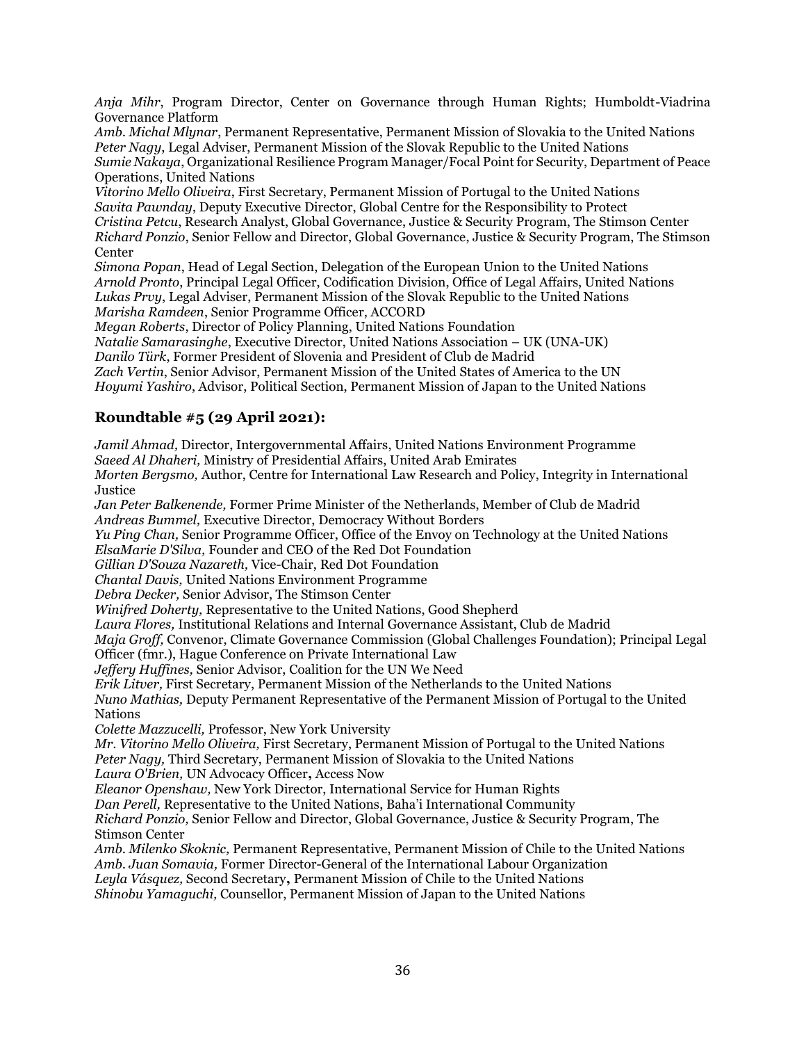*Anja Mihr*, Program Director, Center on Governance through Human Rights; Humboldt-Viadrina Governance Platform
*Amb. Michal Mlynar*, Permanent Representative, Permanent Mission of Slovakia to the United Nations
*Peter Nagy*, Legal Adviser, Permanent Mission of the Slovak Republic to the United Nations
*Sumie Nakaya*, Organizational Resilience Program Manager/Focal Point for Security, Department of Peace Operations, United Nations
*Vitorino Mello Oliveira*, First Secretary, Permanent Mission of Portugal to the United Nations
*Savita Pawnday*, Deputy Executive Director, Global Centre for the Responsibility to Protect
*Cristina Petcu*, Research Analyst, Global Governance, Justice & Security Program, The Stimson Center
*Richard Ponzio*, Senior Fellow and Director, Global Governance, Justice & Security Program, The Stimson Center
*Simona Popan*, Head of Legal Section, Delegation of the European Union to the United Nations
*Arnold Pronto*, Principal Legal Officer, Codification Division, Office of Legal Affairs, United Nations
*Lukas Prvy*, Legal Adviser, Permanent Mission of the Slovak Republic to the United Nations
*Marisha Ramdeen*, Senior Programme Officer, ACCORD
*Megan Roberts*, Director of Policy Planning, United Nations Foundation
*Natalie Samarasinghe*, Executive Director, United Nations Association – UK (UNA-UK)
*Danilo Türk*, Former President of Slovenia and President of Club de Madrid
*Zach Vertin*, Senior Advisor, Permanent Mission of the United States of America to the UN
*Hoyumi Yashiro*, Advisor, Political Section, Permanent Mission of Japan to the United Nations

### Roundtable #5 (29 April 2021):

*Jamil Ahmad,* Director, Intergovernmental Affairs, United Nations Environment Programme
*Saeed Al Dhaheri,* Ministry of Presidential Affairs, United Arab Emirates
*Morten Bergsmo,* Author, Centre for International Law Research and Policy, Integrity in International Justice
*Jan Peter Balkenende,* Former Prime Minister of the Netherlands, Member of Club de Madrid
*Andreas Bummel,* Executive Director, Democracy Without Borders
*Yu Ping Chan,* Senior Programme Officer, Office of the Envoy on Technology at the United Nations
*ElsaMarie D'Silva,* Founder and CEO of the Red Dot Foundation
*Gillian D'Souza Nazareth,* Vice-Chair, Red Dot Foundation
*Chantal Davis,* United Nations Environment Programme
*Debra Decker,* Senior Advisor, The Stimson Center
*Winifred Doherty,* Representative to the United Nations, Good Shepherd
*Laura Flores,* Institutional Relations and Internal Governance Assistant, Club de Madrid
*Maja Groff,* Convenor, Climate Governance Commission (Global Challenges Foundation); Principal Legal Officer (fmr.), Hague Conference on Private International Law
*Jeffery Huffines,* Senior Advisor, Coalition for the UN We Need
*Erik Litver,* First Secretary, Permanent Mission of the Netherlands to the United Nations
*Nuno Mathias,* Deputy Permanent Representative of the Permanent Mission of Portugal to the United Nations
*Colette Mazzucelli,* Professor, New York University
*Mr. Vitorino Mello Oliveira,* First Secretary, Permanent Mission of Portugal to the United Nations
*Peter Nagy,* Third Secretary, Permanent Mission of Slovakia to the United Nations
*Laura O'Brien,* UN Advocacy Officer**,** Access Now
*Eleanor Openshaw,* New York Director, International Service for Human Rights
*Dan Perell,* Representative to the United Nations, Baha'i International Community
*Richard Ponzio,* Senior Fellow and Director, Global Governance, Justice & Security Program, The Stimson Center
*Amb. Milenko Skoknic,* Permanent Representative, Permanent Mission of Chile to the United Nations
*Amb. Juan Somavia,* Former Director-General of the International Labour Organization
*Leyla Vásquez,* Second Secretary**,** Permanent Mission of Chile to the United Nations
*Shinobu Yamaguchi,* Counsellor, Permanent Mission of Japan to the United Nations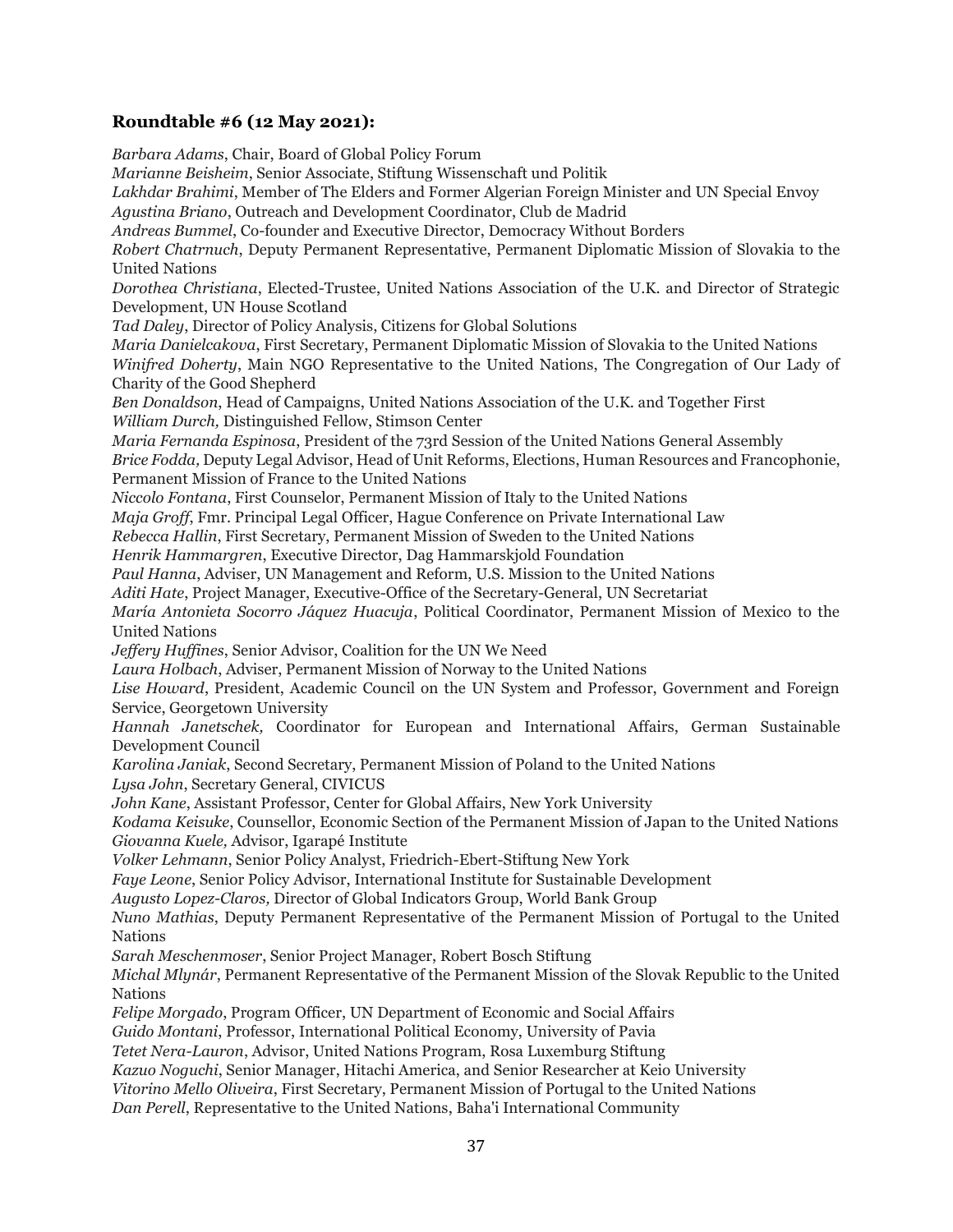### **Roundtable #6 (12 May 2021):**

*Barbara Adams*, Chair, Board of Global Policy Forum
*Marianne Beisheim*, Senior Associate, Stiftung Wissenschaft und Politik
*Lakhdar Brahimi*, Member of The Elders and Former Algerian Foreign Minister and UN Special Envoy
*Agustina Briano*, Outreach and Development Coordinator, Club de Madrid
*Andreas Bummel*, Co-founder and Executive Director, Democracy Without Borders
*Robert Chatrnuch*, Deputy Permanent Representative, Permanent Diplomatic Mission of Slovakia to the United Nations
*Dorothea Christiana*, Elected-Trustee, United Nations Association of the U.K. and Director of Strategic Development, UN House Scotland
*Tad Daley*, Director of Policy Analysis, Citizens for Global Solutions
*Maria Danielcakova*, First Secretary, Permanent Diplomatic Mission of Slovakia to the United Nations
*Winifred Doherty*, Main NGO Representative to the United Nations, The Congregation of Our Lady of Charity of the Good Shepherd
*Ben Donaldson*, Head of Campaigns, United Nations Association of the U.K. and Together First
*William Durch,* Distinguished Fellow, Stimson Center
*Maria Fernanda Espinosa*, President of the 73rd Session of the United Nations General Assembly
*Brice Fodda,* Deputy Legal Advisor, Head of Unit Reforms, Elections, Human Resources and Francophonie, Permanent Mission of France to the United Nations
*Niccolo Fontana*, First Counselor, Permanent Mission of Italy to the United Nations
*Maja Groff*, Fmr. Principal Legal Officer, Hague Conference on Private International Law
*Rebecca Hallin*, First Secretary, Permanent Mission of Sweden to the United Nations
*Henrik Hammargren*, Executive Director, Dag Hammarskjold Foundation
*Paul Hanna*, Adviser, UN Management and Reform, U.S. Mission to the United Nations
*Aditi Hate*, Project Manager, Executive-Office of the Secretary-General, UN Secretariat
*María Antonieta Socorro Jáquez Huacuja*, Political Coordinator, Permanent Mission of Mexico to the United Nations
*Jeffery Huffines*, Senior Advisor, Coalition for the UN We Need
*Laura Holbach*, Adviser, Permanent Mission of Norway to the United Nations
*Lise Howard*, President, Academic Council on the UN System and Professor, Government and Foreign Service, Georgetown University
*Hannah Janetschek,* Coordinator for European and International Affairs, German Sustainable Development Council
*Karolina Janiak*, Second Secretary, Permanent Mission of Poland to the United Nations
*Lysa John*, Secretary General, CIVICUS
*John Kane*, Assistant Professor, Center for Global Affairs, New York University
*Kodama Keisuke*, Counsellor, Economic Section of the Permanent Mission of Japan to the United Nations
*Giovanna Kuele,* Advisor, Igarapé Institute
*Volker Lehmann*, Senior Policy Analyst, Friedrich-Ebert-Stiftung New York
*Faye Leone*, Senior Policy Advisor, International Institute for Sustainable Development
*Augusto Lopez-Claros,* Director of Global Indicators Group, World Bank Group
*Nuno Mathias*, Deputy Permanent Representative of the Permanent Mission of Portugal to the United Nations
*Sarah Meschenmoser*, Senior Project Manager, Robert Bosch Stiftung
*Michal Mlynár*, Permanent Representative of the Permanent Mission of the Slovak Republic to the United Nations
*Felipe Morgado*, Program Officer, UN Department of Economic and Social Affairs
*Guido Montani*, Professor, International Political Economy, University of Pavia
*Tetet Nera-Lauron*, Advisor, United Nations Program, Rosa Luxemburg Stiftung
*Kazuo Noguchi*, Senior Manager, Hitachi America, and Senior Researcher at Keio University
*Vitorino Mello Oliveira*, First Secretary, Permanent Mission of Portugal to the United Nations
*Dan Perell*, Representative to the United Nations, Baha'i International Community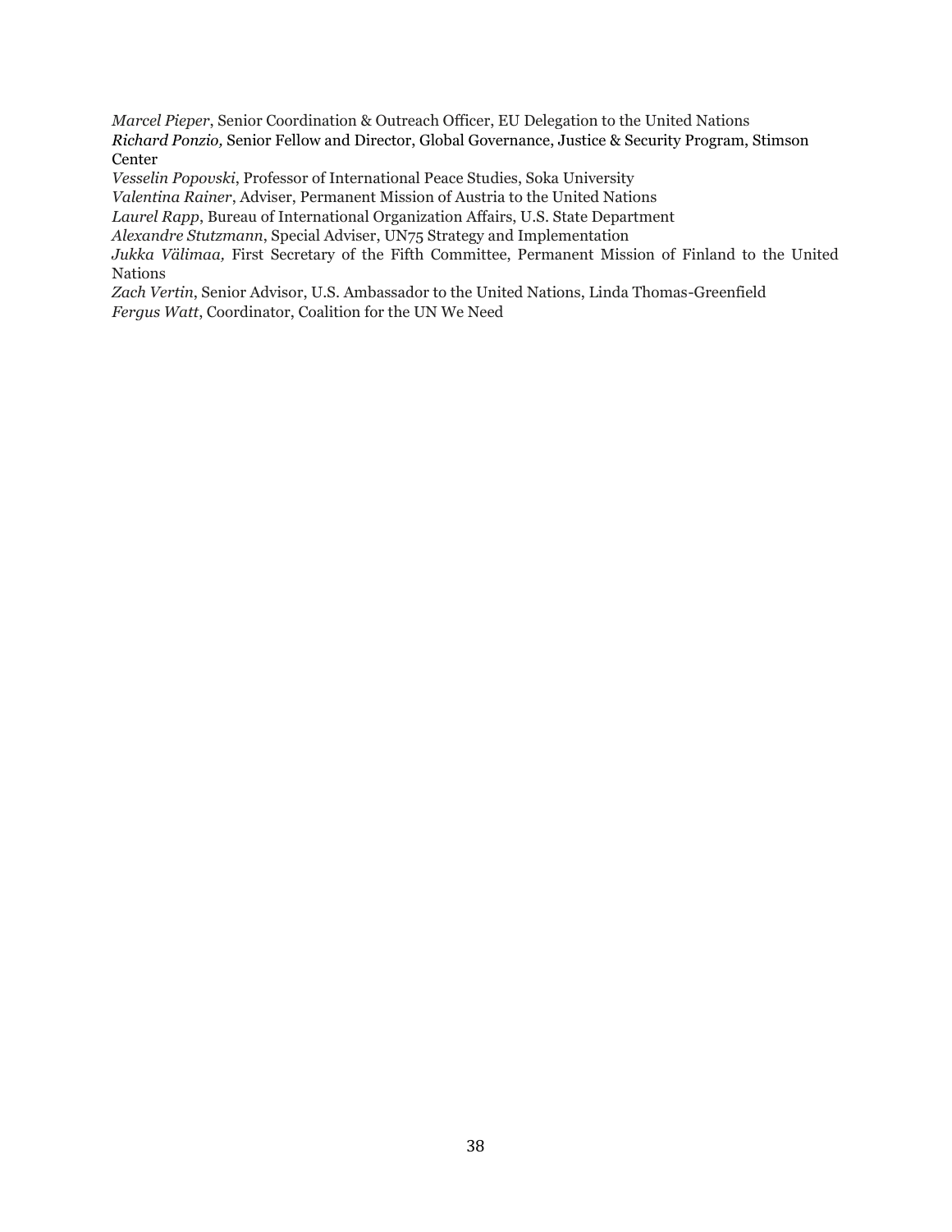*Marcel Pieper*, Senior Coordination & Outreach Officer, EU Delegation to the United Nations
*Richard Ponzio,* Senior Fellow and Director, Global Governance, Justice & Security Program, Stimson Center
*Vesselin Popovski*, Professor of International Peace Studies, Soka University
*Valentina Rainer*, Adviser, Permanent Mission of Austria to the United Nations
*Laurel Rapp*, Bureau of International Organization Affairs, U.S. State Department
*Alexandre Stutzmann*, Special Adviser, UN75 Strategy and Implementation
*Jukka Välimaa,* First Secretary of the Fifth Committee, Permanent Mission of Finland to the United Nations
*Zach Vertin*, Senior Advisor, U.S. Ambassador to the United Nations, Linda Thomas-Greenfield
*Fergus Watt*, Coordinator, Coalition for the UN We Need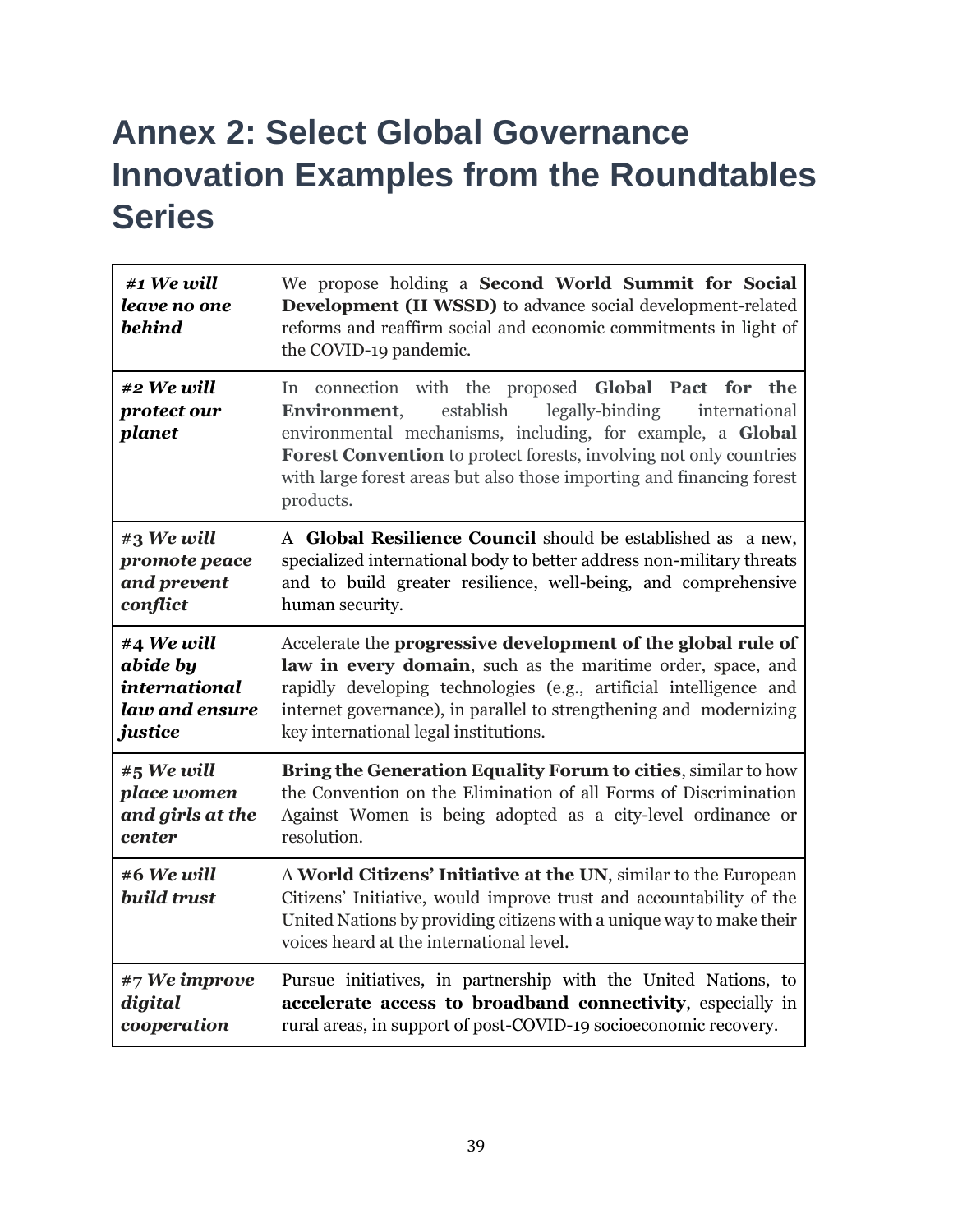# Annex 2: Select Global Governance Innovation Examples from the Roundtables Series

| | |
|---|---|
| ***#1 We will leave no one behind*** | We propose holding a **Second World Summit for Social Development (II WSSD)** to advance social development-related reforms and reaffirm social and economic commitments in light of the COVID-19 pandemic. |
| ***#2 We will protect our planet*** | In connection with the proposed **Global Pact for the Environment**, establish legally-binding international environmental mechanisms, including, for example, a **Global Forest Convention** to protect forests, involving not only countries with large forest areas but also those importing and financing forest products. |
| ***#3 We will promote peace and prevent conflict*** | A **Global Resilience Council** should be established as a new, specialized international body to better address non-military threats and to build greater resilience, well-being, and comprehensive human security. |
| ***#4 We will abide by international law and ensure justice*** | Accelerate the **progressive development of the global rule of law in every domain**, such as the maritime order, space, and rapidly developing technologies (e.g., artificial intelligence and internet governance), in parallel to strengthening and modernizing key international legal institutions. |
| ***#5 We will place women and girls at the center*** | **Bring the Generation Equality Forum to cities**, similar to how the Convention on the Elimination of all Forms of Discrimination Against Women is being adopted as a city-level ordinance or resolution. |
| ***#6 We will build trust*** | A **World Citizens' Initiative at the UN**, similar to the European Citizens' Initiative, would improve trust and accountability of the United Nations by providing citizens with a unique way to make their voices heard at the international level. |
| ***#7 We improve digital cooperation*** | Pursue initiatives, in partnership with the United Nations, to **accelerate access to broadband connectivity**, especially in rural areas, in support of post-COVID-19 socioeconomic recovery. |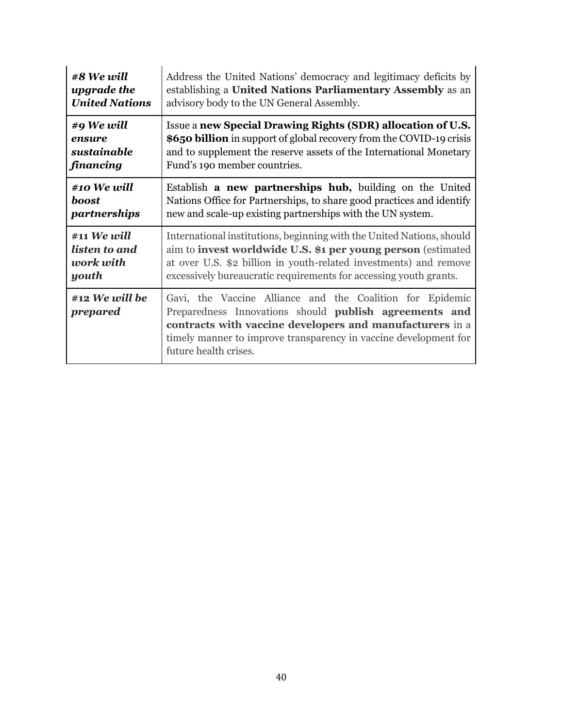| | |
|---|---|
| ***#8 We will upgrade the United Nations*** | Address the United Nations' democracy and legitimacy deficits by establishing a **United Nations Parliamentary Assembly** as an advisory body to the UN General Assembly. |
| ***#9 We will ensure sustainable financing*** | Issue a **new Special Drawing Rights (SDR) allocation of U.S. $650 billion** in support of global recovery from the COVID-19 crisis and to supplement the reserve assets of the International Monetary Fund's 190 member countries. |
| ***#10 We will boost partnerships*** | Establish **a new partnerships hub,** building on the United Nations Office for Partnerships, to share good practices and identify new and scale-up existing partnerships with the UN system. |
| ***#11 We will listen to and work with youth*** | International institutions, beginning with the United Nations, should aim to **invest worldwide U.S. $1 per young person** (estimated at over U.S. $2 billion in youth-related investments) and remove excessively bureaucratic requirements for accessing youth grants. |
| ***#12 We will be prepared*** | Gavi, the Vaccine Alliance and the Coalition for Epidemic Preparedness Innovations should **publish agreements and contracts with vaccine developers and manufacturers** in a timely manner to improve transparency in vaccine development for future health crises. |